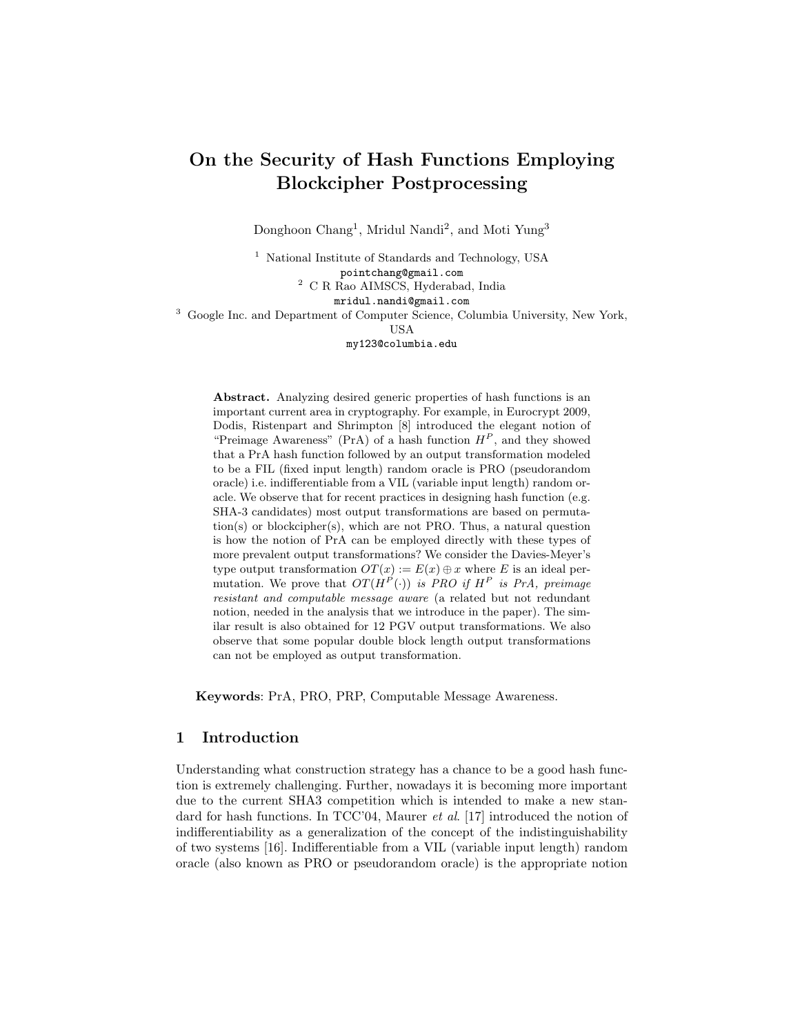# On the Security of Hash Functions Employing Blockcipher Postprocessing

Donghoon Chang[1], Mridul Nandi[2], and Moti Yung[3]

[1] National Institute of Standards and Technology, USA
pointchang@gmail.com

[2] C R Rao AIMSCS, Hyderabad, India
mridul.nandi@gmail.com

[3] Google Inc. and Department of Computer Science, Columbia University, New York, USA
my123@columbia.edu

**Abstract.** Analyzing desired generic properties of hash functions is an important current area in cryptography. For example, in Eurocrypt 2009, Dodis, Ristenpart and Shrimpton [8] introduced the elegant notion of "Preimage Awareness" (PrA) of a hash function $H^P$, and they showed that a PrA hash function followed by an output transformation modeled to be a FIL (fixed input length) random oracle is PRO (pseudorandom oracle) i.e. indifferentiable from a VIL (variable input length) random oracle. We observe that for recent practices in designing hash function (e.g. SHA-3 candidates) most output transformations are based on permutation(s) or blockcipher(s), which are not PRO. Thus, a natural question is how the notion of PrA can be employed directly with these types of more prevalent output transformations? We consider the Davies-Meyer's type output transformation $OT(x) := E(x) \oplus x$ where $E$ is an ideal permutation. We prove that $OT(H^P(\cdot))$ *is PRO if* $H^P$ *is PrA, preimage resistant and computable message aware* (a related but not redundant notion, needed in the analysis that we introduce in the paper). The similar result is also obtained for 12 PGV output transformations. We also observe that some popular double block length output transformations can not be employed as output transformation.

**Keywords**: PrA, PRO, PRP, Computable Message Awareness.

## 1 Introduction

Understanding what construction strategy has a chance to be a good hash function is extremely challenging. Further, nowadays it is becoming more important due to the current SHA3 competition which is intended to make a new standard for hash functions. In TCC'04, Maurer *et al*. [17] introduced the notion of indifferentiability as a generalization of the concept of the indistinguishability of two systems [16]. Indifferentiable from a VIL (variable input length) random oracle (also known as PRO or pseudorandom oracle) is the appropriate notion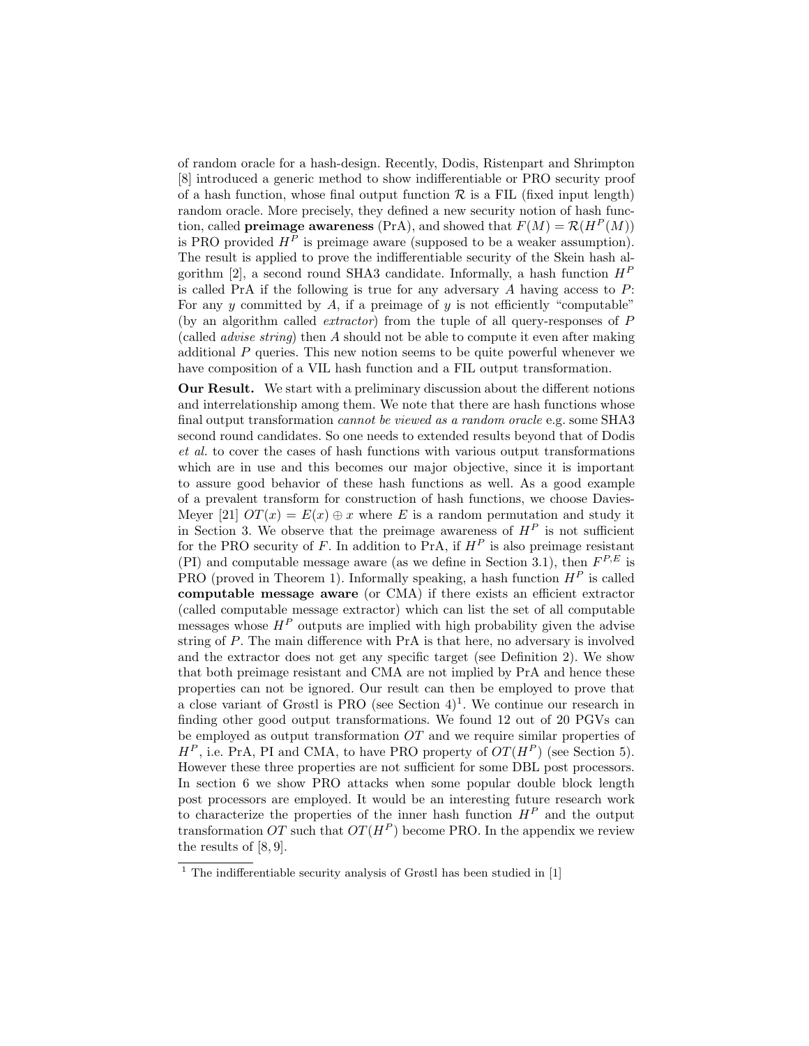of random oracle for a hash-design. Recently, Dodis, Ristenpart and Shrimpton [8] introduced a generic method to show indifferentiable or PRO security proof of a hash function, whose final output function $\mathcal{R}$ is a FIL (fixed input length) random oracle. More precisely, they defined a new security notion of hash function, called **preimage awareness** (PrA), and showed that $F(M) = \mathcal{R}(H^P(M))$ is PRO provided $H^P$ is preimage aware (supposed to be a weaker assumption). The result is applied to prove the indifferentiable security of the Skein hash algorithm [2], a second round SHA3 candidate. Informally, a hash function $H^P$ is called PrA if the following is true for any adversary $A$ having access to $P$: For any $y$ committed by $A$, if a preimage of $y$ is not efficiently "computable" (by an algorithm called *extractor*) from the tuple of all query-responses of $P$ (called *advise string*) then $A$ should not be able to compute it even after making additional $P$ queries. This new notion seems to be quite powerful whenever we have composition of a VIL hash function and a FIL output transformation.

**Our Result.** We start with a preliminary discussion about the different notions and interrelationship among them. We note that there are hash functions whose final output transformation *cannot be viewed as a random oracle* e.g. some SHA3 second round candidates. So one needs to extended results beyond that of Dodis *et al.* to cover the cases of hash functions with various output transformations which are in use and this becomes our major objective, since it is important to assure good behavior of these hash functions as well. As a good example of a prevalent transform for construction of hash functions, we choose Davies-Meyer [21] $OT(x) = E(x) \oplus x$ where $E$ is a random permutation and study it in Section 3. We observe that the preimage awareness of $H^P$ is not sufficient for the PRO security of $F$. In addition to PrA, if $H^P$ is also preimage resistant (PI) and computable message aware (as we define in Section 3.1), then $F^{P,E}$ is PRO (proved in Theorem 1). Informally speaking, a hash function $H^P$ is called **computable message aware** (or CMA) if there exists an efficient extractor (called computable message extractor) which can list the set of all computable messages whose $H^P$ outputs are implied with high probability given the advise string of $P$. The main difference with PrA is that here, no adversary is involved and the extractor does not get any specific target (see Definition 2). We show that both preimage resistant and CMA are not implied by PrA and hence these properties can not be ignored. Our result can then be employed to prove that a close variant of Grøstl is PRO (see Section 4)[1]. We continue our research in finding other good output transformations. We found 12 out of 20 PGVs can be employed as output transformation $OT$ and we require similar properties of $H^P$, i.e. PrA, PI and CMA, to have PRO property of $OT(H^P)$ (see Section 5). However these three properties are not sufficient for some DBL post processors. In section 6 we show PRO attacks when some popular double block length post processors are employed. It would be an interesting future research work to characterize the properties of the inner hash function $H^P$ and the output transformation $OT$ such that $OT(H^P)$ become PRO. In the appendix we review the results of [8, 9].

[1] The indifferentiable security analysis of Grøstl has been studied in [1]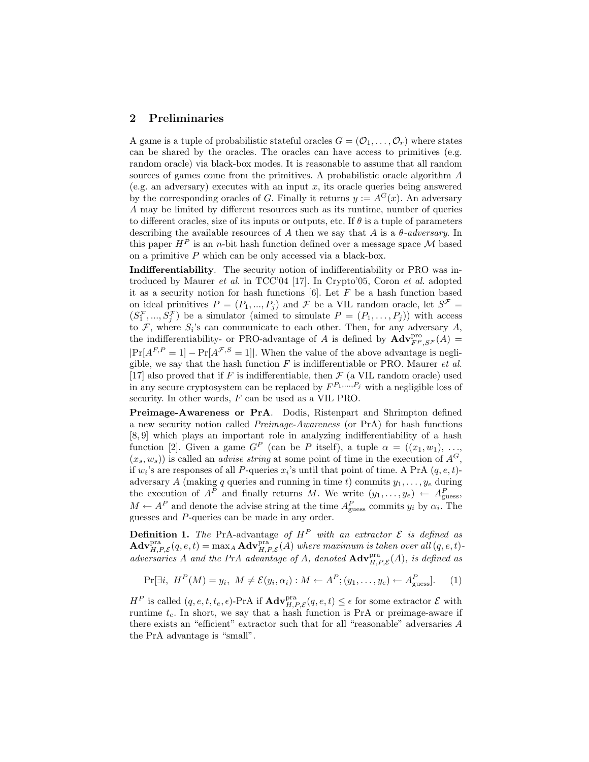## 2 Preliminaries

A game is a tuple of probabilistic stateful oracles $G = (\mathcal{O}_1, \ldots, \mathcal{O}_r)$ where states can be shared by the oracles. The oracles can have access to primitives (e.g. random oracle) via black-box modes. It is reasonable to assume that all random sources of games come from the primitives. A probabilistic oracle algorithm $A$ (e.g. an adversary) executes with an input $x$, its oracle queries being answered by the corresponding oracles of $G$. Finally it returns $y := A^G(x)$. An adversary $A$ may be limited by different resources such as its runtime, number of queries to different oracles, size of its inputs or outputs, etc. If $\theta$ is a tuple of parameters describing the available resources of $A$ then we say that $A$ is a $\theta$-*adversary*. In this paper $H^P$ is an $n$-bit hash function defined over a message space $\mathcal{M}$ based on a primitive $P$ which can be only accessed via a black-box.

**Indifferentiability**. The security notion of indifferentiability or PRO was introduced by Maurer *et al.* in TCC'04 [17]. In Crypto'05, Coron *et al.* adopted it as a security notion for hash functions [6]. Let $F$ be a hash function based on ideal primitives $P = (P_1, ..., P_j)$ and $\mathcal{F}$ be a VIL random oracle, let $S^{\mathcal{F}} = (S_1^{\mathcal{F}}, ..., S_j^{\mathcal{F}})$ be a simulator (aimed to simulate $P = (P_1, \ldots, P_j)$) with access to $\mathcal{F}$, where $S_i$'s can communicate to each other. Then, for any adversary $A$, the indifferentiability- or PRO-advantage of $A$ is defined by $\mathbf{Adv}^{\text{pro}}_{F^P, S^{\mathcal{F}}}(A) = |\Pr[A^{F,P} = 1] - \Pr[A^{\mathcal{F},S} = 1]|$. When the value of the above advantage is negligible, we say that the hash function $F$ is indifferentiable or PRO. Maurer *et al.* [17] also proved that if $F$ is indifferentiable, then $\mathcal{F}$ (a VIL random oracle) used in any secure cryptosystem can be replaced by $F^{P_1, \ldots, P_j}$ with a negligible loss of security. In other words, $F$ can be used as a VIL PRO.

**Preimage-Awareness or PrA**. Dodis, Ristenpart and Shrimpton defined a new security notion called *Preimage-Awareness* (or PrA) for hash functions [8, 9] which plays an important role in analyzing indifferentiability of a hash function [2]. Given a game $G^P$ (can be $P$ itself), a tuple $\alpha = ((x_1, w_1), \ldots, (x_s, w_s))$ is called an *advise string* at some point of time in the execution of $A^G$, if $w_i$'s are responses of all $P$-queries $x_i$'s until that point of time. A PrA $(q, e, t)$-adversary $A$ (making $q$ queries and running in time $t$) commits $y_1, \ldots, y_e$ during the execution of $A^P$ and finally returns $M$. We write $(y_1, \ldots, y_e) \leftarrow A^P_{\text{guess}}$, $M \leftarrow A^P$ and denote the advise string at the time $A^P_{\text{guess}}$ commits $y_i$ by $\alpha_i$. The guesses and $P$-queries can be made in any order.

**Definition 1.** *The* PrA-advantage *of $H^P$ with an extractor $\mathcal{E}$ is defined as $\mathbf{Adv}^{\text{pra}}_{H,P,\mathcal{E}}(q, e, t) = \max_A \mathbf{Adv}^{\text{pra}}_{H,P,\mathcal{E}}(A)$ where maximum is taken over all $(q, e, t)$-adversaries $A$ and the PrA advantage of $A$, denoted $\mathbf{Adv}^{\text{pra}}_{H,P,\mathcal{E}}(A)$, is defined as*

$$\Pr[\exists i,\ H^P(M) = y_i,\ M \neq \mathcal{E}(y_i, \alpha_i) : M \leftarrow A^P; (y_1, \ldots, y_e) \leftarrow A^P_{\text{guess}}]. \quad (1)$$

$H^P$ is called $(q, e, t, t_e, \epsilon)$-PrA if $\mathbf{Adv}^{\text{pra}}_{H,P,\mathcal{E}}(q, e, t) \leq \epsilon$ for some extractor $\mathcal{E}$ with runtime $t_e$. In short, we say that a hash function is PrA or preimage-aware if there exists an "efficient" extractor such that for all "reasonable" adversaries $A$ the PrA advantage is "small".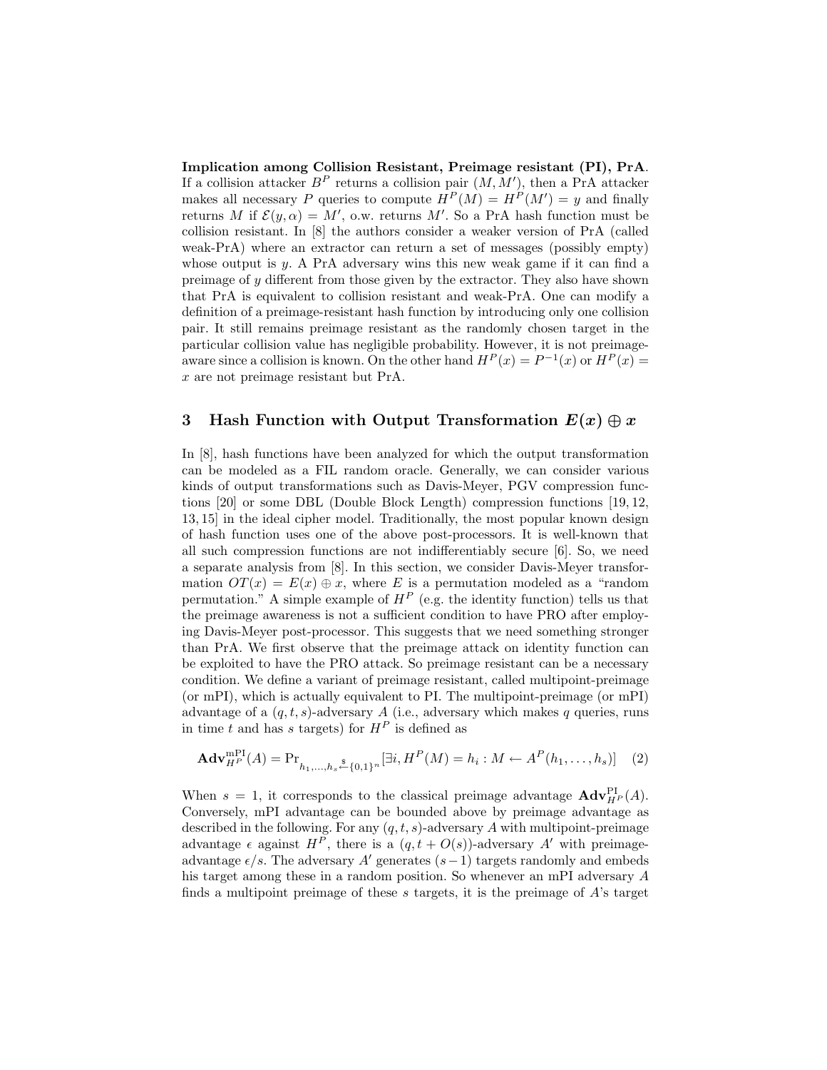**Implication among Collision Resistant, Preimage resistant (PI), PrA.** If a collision attacker $B^P$ returns a collision pair $(M, M')$, then a PrA attacker makes all necessary $P$ queries to compute $H^P(M) = H^P(M') = y$ and finally returns $M$ if $\mathcal{E}(y, \alpha) = M'$, o.w. returns $M'$. So a PrA hash function must be collision resistant. In [8] the authors consider a weaker version of PrA (called weak-PrA) where an extractor can return a set of messages (possibly empty) whose output is $y$. A PrA adversary wins this new weak game if it can find a preimage of $y$ different from those given by the extractor. They also have shown that PrA is equivalent to collision resistant and weak-PrA. One can modify a definition of a preimage-resistant hash function by introducing only one collision pair. It still remains preimage resistant as the randomly chosen target in the particular collision value has negligible probability. However, it is not preimage-aware since a collision is known. On the other hand $H^P(x) = P^{-1}(x)$ or $H^P(x) = x$ are not preimage resistant but PrA.

## 3 Hash Function with Output Transformation $E(x) \oplus x$

In [8], hash functions have been analyzed for which the output transformation can be modeled as a FIL random oracle. Generally, we can consider various kinds of output transformations such as Davis-Meyer, PGV compression functions [20] or some DBL (Double Block Length) compression functions [19, 12, 13, 15] in the ideal cipher model. Traditionally, the most popular known design of hash function uses one of the above post-processors. It is well-known that all such compression functions are not indifferentiably secure [6]. So, we need a separate analysis from [8]. In this section, we consider Davis-Meyer transformation $OT(x) = E(x) \oplus x$, where $E$ is a permutation modeled as a "random permutation." A simple example of $H^P$ (e.g. the identity function) tells us that the preimage awareness is not a sufficient condition to have PRO after employing Davis-Meyer post-processor. This suggests that we need something stronger than PrA. We first observe that the preimage attack on identity function can be exploited to have the PRO attack. So preimage resistant can be a necessary condition. We define a variant of preimage resistant, called multipoint-preimage (or mPI), which is actually equivalent to PI. The multipoint-preimage (or mPI) advantage of a $(q, t, s)$-adversary $A$ (i.e., adversary which makes $q$ queries, runs in time $t$ and has $s$ targets) for $H^P$ is defined as

$$\mathbf{Adv}^{\mathrm{mPI}}_{H^P}(A) = \Pr_{h_1,\ldots,h_s \xleftarrow{\$} \{0,1\}^n}[\exists i, H^P(M) = h_i : M \leftarrow A^P(h_1, \ldots, h_s)] \quad (2)$$

When $s = 1$, it corresponds to the classical preimage advantage $\mathbf{Adv}^{\mathrm{PI}}_{H^P}(A)$. Conversely, mPI advantage can be bounded above by preimage advantage as described in the following. For any $(q, t, s)$-adversary $A$ with multipoint-preimage advantage $\epsilon$ against $H^P$, there is a $(q, t + O(s))$-adversary $A'$ with preimage-advantage $\epsilon/s$. The adversary $A'$ generates $(s-1)$ targets randomly and embeds his target among these in a random position. So whenever an mPI adversary $A$ finds a multipoint preimage of these $s$ targets, it is the preimage of $A$'s target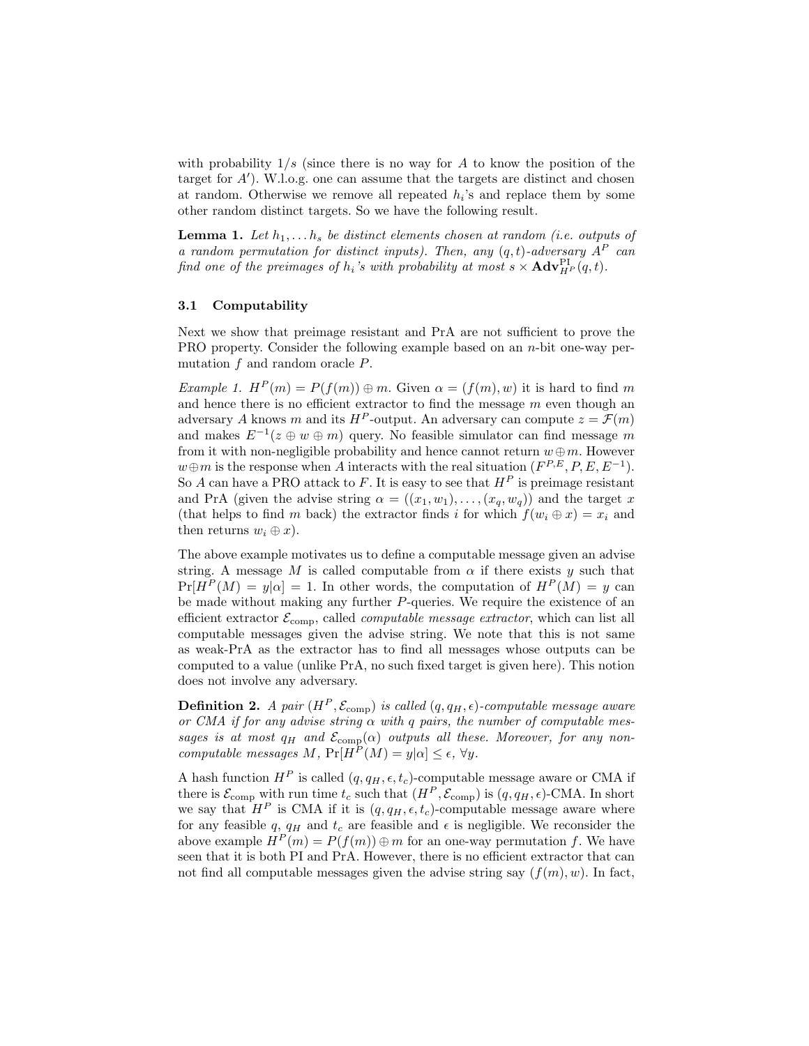with probability $1/s$ (since there is no way for $A$ to know the position of the target for $A'$). W.l.o.g. one can assume that the targets are distinct and chosen at random. Otherwise we remove all repeated $h_i$'s and replace them by some other random distinct targets. So we have the following result.

**Lemma 1.** *Let $h_1, \ldots h_s$ be distinct elements chosen at random (i.e. outputs of a random permutation for distinct inputs). Then, any $(q,t)$-adversary $A^P$ can find one of the preimages of $h_i$'s with probability at most $s \times \mathbf{Adv}^{\mathrm{PI}}_{H^P}(q,t)$.*

### 3.1 Computability

Next we show that preimage resistant and PrA are not sufficient to prove the PRO property. Consider the following example based on an $n$-bit one-way permutation $f$ and random oracle $P$.

*Example 1.* $H^P(m) = P(f(m)) \oplus m$. Given $\alpha = (f(m), w)$ it is hard to find $m$ and hence there is no efficient extractor to find the message $m$ even though an adversary $A$ knows $m$ and its $H^P$-output. An adversary can compute $z = \mathcal{F}(m)$ and makes $E^{-1}(z \oplus w \oplus m)$ query. No feasible simulator can find message $m$ from it with non-negligible probability and hence cannot return $w \oplus m$. However $w \oplus m$ is the response when $A$ interacts with the real situation $(F^{P,E}, P, E, E^{-1})$. So $A$ can have a PRO attack to $F$. It is easy to see that $H^P$ is preimage resistant and PrA (given the advise string $\alpha = ((x_1, w_1), \ldots, (x_q, w_q))$ and the target $x$ (that helps to find $m$ back) the extractor finds $i$ for which $f(w_i \oplus x) = x_i$ and then returns $w_i \oplus x$).

The above example motivates us to define a computable message given an advise string. A message $M$ is called computable from $\alpha$ if there exists $y$ such that $\Pr[H^P(M) = y|\alpha] = 1$. In other words, the computation of $H^P(M) = y$ can be made without making any further $P$-queries. We require the existence of an efficient extractor $\mathcal{E}_{\mathrm{comp}}$, called *computable message extractor*, which can list all computable messages given the advise string. We note that this is not same as weak-PrA as the extractor has to find all messages whose outputs can be computed to a value (unlike PrA, no such fixed target is given here). This notion does not involve any adversary.

**Definition 2.** *A pair $(H^P, \mathcal{E}_{\mathrm{comp}})$ is called $(q, q_H, \epsilon)$-computable message aware or CMA if for any advise string $\alpha$ with $q$ pairs, the number of computable messages is at most $q_H$ and $\mathcal{E}_{\mathrm{comp}}(\alpha)$ outputs all these. Moreover, for any non-computable messages $M$, $\Pr[H^P(M) = y|\alpha] \leq \epsilon$, $\forall y$.*

A hash function $H^P$ is called $(q, q_H, \epsilon, t_c)$-computable message aware or CMA if there is $\mathcal{E}_{\mathrm{comp}}$ with run time $t_c$ such that $(H^P, \mathcal{E}_{\mathrm{comp}})$ is $(q, q_H, \epsilon)$-CMA. In short we say that $H^P$ is CMA if it is $(q, q_H, \epsilon, t_c)$-computable message aware where for any feasible $q$, $q_H$ and $t_c$ are feasible and $\epsilon$ is negligible. We reconsider the above example $H^P(m) = P(f(m)) \oplus m$ for an one-way permutation $f$. We have seen that it is both PI and PrA. However, there is no efficient extractor that can not find all computable messages given the advise string say $(f(m), w)$. In fact,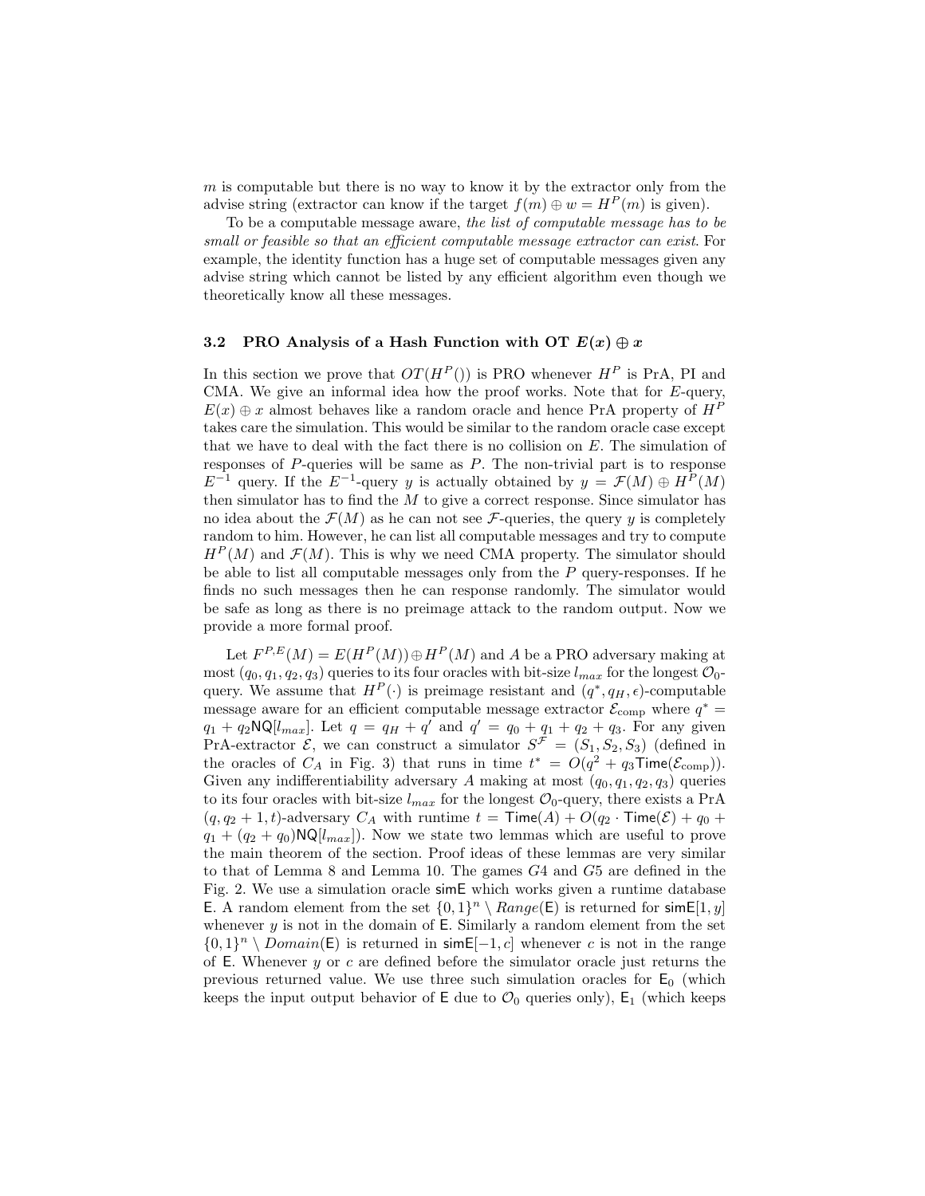$m$ is computable but there is no way to know it by the extractor only from the advise string (extractor can know if the target $f(m) \oplus w = H^P(m)$ is given).

To be a computable message aware, *the list of computable message has to be small or feasible so that an efficient computable message extractor can exist*. For example, the identity function has a huge set of computable messages given any advise string which cannot be listed by any efficient algorithm even though we theoretically know all these messages.

### 3.2 PRO Analysis of a Hash Function with OT $E(x) \oplus x$

In this section we prove that $OT(H^P())$ is PRO whenever $H^P$ is PrA, PI and CMA. We give an informal idea how the proof works. Note that for $E$-query, $E(x) \oplus x$ almost behaves like a random oracle and hence PrA property of $H^P$ takes care the simulation. This would be similar to the random oracle case except that we have to deal with the fact there is no collision on $E$. The simulation of responses of $P$-queries will be same as $P$. The non-trivial part is to response $E^{-1}$ query. If the $E^{-1}$-query $y$ is actually obtained by $y = \mathcal{F}(M) \oplus H^P(M)$ then simulator has to find the $M$ to give a correct response. Since simulator has no idea about the $\mathcal{F}(M)$ as he can not see $\mathcal{F}$-queries, the query $y$ is completely random to him. However, he can list all computable messages and try to compute $H^P(M)$ and $\mathcal{F}(M)$. This is why we need CMA property. The simulator should be able to list all computable messages only from the $P$ query-responses. If he finds no such messages then he can response randomly. The simulator would be safe as long as there is no preimage attack to the random output. Now we provide a more formal proof.

Let $F^{P,E}(M) = E(H^P(M)) \oplus H^P(M)$ and $A$ be a PRO adversary making at most $(q_0, q_1, q_2, q_3)$ queries to its four oracles with bit-size $l_{max}$ for the longest $\mathcal{O}_0$-query. We assume that $H^P(\cdot)$ is preimage resistant and $(q^*, q_H, \epsilon)$-computable message aware for an efficient computable message extractor $\mathcal{E}_{\text{comp}}$ where $q^* = q_1 + q_2\mathsf{NQ}[l_{max}]$. Let $q = q_H + q'$ and $q' = q_0 + q_1 + q_2 + q_3$. For any given PrA-extractor $\mathcal{E}$, we can construct a simulator $S^{\mathcal{F}} = (S_1, S_2, S_3)$ (defined in the oracles of $C_A$ in Fig. 3) that runs in time $t^* = O(q^2 + q_3\mathsf{Time}(\mathcal{E}_{\text{comp}}))$. Given any indifferentiability adversary $A$ making at most $(q_0, q_1, q_2, q_3)$ queries to its four oracles with bit-size $l_{max}$ for the longest $\mathcal{O}_0$-query, there exists a PrA $(q, q_2 + 1, t)$-adversary $C_A$ with runtime $t = \mathsf{Time}(A) + O(q_2 \cdot \mathsf{Time}(\mathcal{E}) + q_0 + q_1 + (q_2 + q_0)\mathsf{NQ}[l_{max}])$. Now we state two lemmas which are useful to prove the main theorem of the section. Proof ideas of these lemmas are very similar to that of Lemma 8 and Lemma 10. The games $G4$ and $G5$ are defined in the Fig. 2. We use a simulation oracle $\mathsf{simE}$ which works given a runtime database $\mathsf{E}$. A random element from the set $\{0,1\}^n \setminus Range(\mathsf{E})$ is returned for $\mathsf{simE}[1, y]$ whenever $y$ is not in the domain of $\mathsf{E}$. Similarly a random element from the set $\{0,1\}^n \setminus Domain(\mathsf{E})$ is returned in $\mathsf{simE}[-1, c]$ whenever $c$ is not in the range of $\mathsf{E}$. Whenever $y$ or $c$ are defined before the simulator oracle just returns the previous returned value. We use three such simulation oracles for $\mathsf{E}_0$ (which keeps the input output behavior of $\mathsf{E}$ due to $\mathcal{O}_0$ queries only), $\mathsf{E}_1$ (which keeps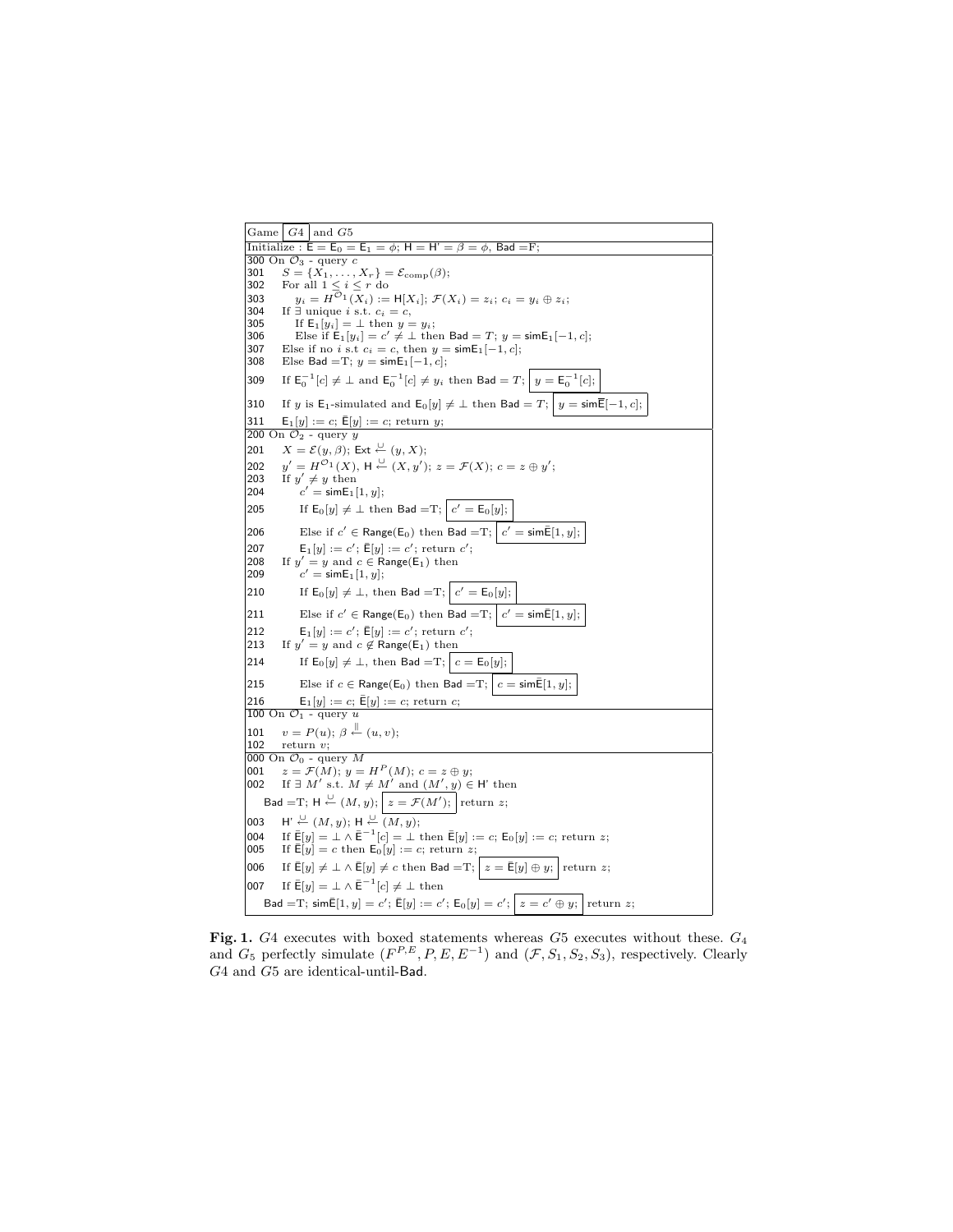Game $\boxed{G4}$ and $G5$

Initialize : $\mathsf{E} = \mathsf{E}_0 = \mathsf{E}_1 = \phi$; $\mathsf{H} = \mathsf{H'} = \beta = \phi$, $\mathsf{Bad} = \mathsf{F}$;

```
300 On O_3 - query c
301    S = {X_1, ..., X_r} = E_comp(β);
302    For all 1 ≤ i ≤ r do
303       y_i = H^{O_1}(X_i) := H[X_i]; F(X_i) = z_i; c_i = y_i ⊕ z_i;
304    If ∃ unique i s.t. c_i = c,
305       If E_1[y_i] = ⊥ then y = y_i;
306       Else if E_1[y_i] = c' ≠ ⊥ then Bad = T; y = simE_1[−1, c];
307    Else if no i s.t c_i = c, then y = simE_1[−1, c];
308    Else Bad =T; y = simE_1[−1, c];
309    If E_0^{-1}[c] ≠ ⊥ and E_0^{-1}[c] ≠ y_i then Bad = T; [ y = E_0^{-1}[c]; ]
310    If y is E_1-simulated and E_0[y] ≠ ⊥ then Bad = T; [ y = simĒ[−1, c]; ]
311    E_1[y] := c; Ē[y] := c; return y;
200 On O_2 - query y
201    X = E(y, β); Ext ←∪ (y, X);
202    y' = H^{O_1}(X), H ←∪ (X, y'); z = F(X); c = z ⊕ y';
203    If y' ≠ y then
204       c' = simE_1[1, y];
205       If E_0[y] ≠ ⊥ then Bad =T; [ c' = E_0[y]; ]
206       Else if c' ∈ Range(E_0) then Bad =T; [ c' = simĒ[1, y]; ]
207       E_1[y] := c'; Ē[y] := c'; return c';
208    If y' = y and c ∈ Range(E_1) then
209       c' = simE_1[1, y];
210       If E_0[y] ≠ ⊥, then Bad =T; [ c' = E_0[y]; ]
211       Else if c' ∈ Range(E_0) then Bad =T; [ c' = simĒ[1, y]; ]
212       E_1[y] := c'; Ē[y] := c'; return c';
213    If y' = y and c ∉ Range(E_1) then
214       If E_0[y] ≠ ⊥, then Bad =T; [ c = E_0[y]; ]
215       Else if c ∈ Range(E_0) then Bad =T; [ c = simĒ[1, y]; ]
216       E_1[y] := c; Ē[y] := c; return c;
100 On O_1 - query u
101    v = P(u); β ←|| (u, v);
102    return v;
000 On O_0 - query M
001    z = F(M); y = H^P(M); c = z ⊕ y;
002    If ∃ M' s.t. M ≠ M' and (M', y) ∈ H' then
       Bad =T; H ←∪ (M, y); [ z = F(M'); ] return z;
003    H' ←∪ (M, y); H ←∪ (M, y);
004    If Ē[y] = ⊥ ∧ Ē^{-1}[c] = ⊥ then Ē[y] := c; E_0[y] := c; return z;
005    If Ē[y] = c then E_0[y] := c; return z;
006    If Ē[y] ≠ ⊥ ∧ Ē[y] ≠ c then Bad =T; [ z = Ē[y] ⊕ y; ] return z;
007    If Ē[y] = ⊥ ∧ Ē^{-1}[c] ≠ ⊥ then
       Bad =T; simĒ[1, y] = c'; Ē[y] := c'; E_0[y] := c'; [ z = c' ⊕ y; ] return z;
```

**Fig. 1.** $G4$ executes with boxed statements whereas $G5$ executes without these. $G_4$ and $G_5$ perfectly simulate $(F^{P,E}, P, E, E^{-1})$ and $(\mathcal{F}, S_1, S_2, S_3)$, respectively. Clearly $G4$ and $G5$ are identical-until-$\mathsf{Bad}$.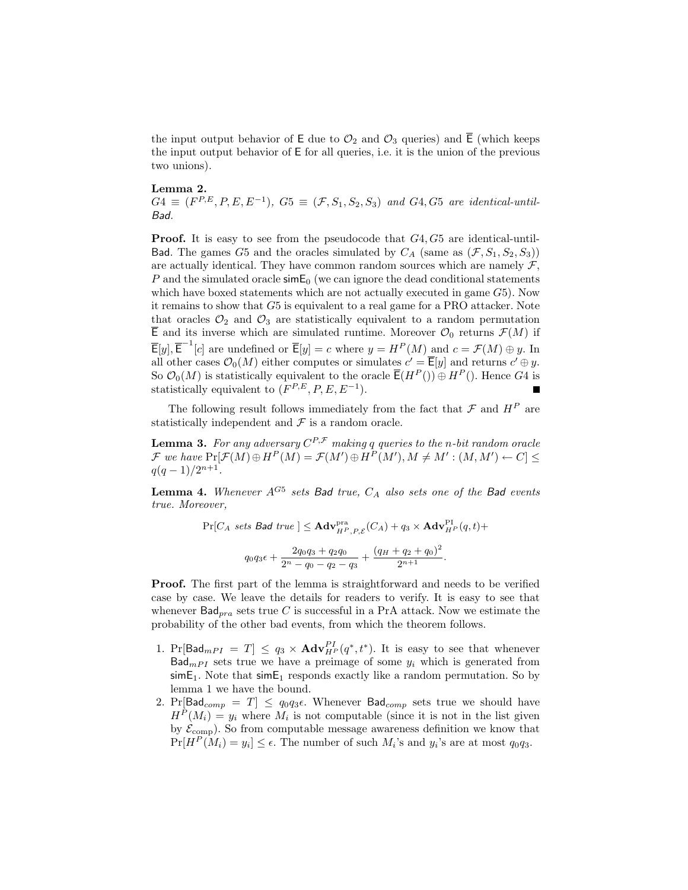the input output behavior of $\mathsf{E}$ due to $\mathcal{O}_2$ and $\mathcal{O}_3$ queries) and $\overline{\mathsf{E}}$ (which keeps the input output behavior of $\mathsf{E}$ for all queries, i.e. it is the union of the previous two unions).

**Lemma 2.**
$G4 \equiv (F^{P,E}, P, E, E^{-1})$, $G5 \equiv (\mathcal{F}, S_1, S_2, S_3)$ *and* $G4, G5$ *are identical-until-*$\mathsf{Bad}$*.*

**Proof.** It is easy to see from the pseudocode that $G4, G5$ are identical-until-$\mathsf{Bad}$. The games $G5$ and the oracles simulated by $C_A$ (same as $(\mathcal{F}, S_1, S_2, S_3)$) are actually identical. They have common random sources which are namely $\mathcal{F}$, $P$ and the simulated oracle $\mathsf{simE}_0$ (we can ignore the dead conditional statements which have boxed statements which are not actually executed in game $G5$). Now it remains to show that $G5$ is equivalent to a real game for a PRO attacker. Note that oracles $\mathcal{O}_2$ and $\mathcal{O}_3$ are statistically equivalent to a random permutation $\overline{\mathsf{E}}$ and its inverse which are simulated runtime. Moreover $\mathcal{O}_0$ returns $\mathcal{F}(M)$ if $\overline{\mathsf{E}}[y], \overline{\mathsf{E}}^{-1}[c]$ are undefined or $\overline{\mathsf{E}}[y] = c$ where $y = H^P(M)$ and $c = \mathcal{F}(M) \oplus y$. In all other cases $\mathcal{O}_0(M)$ either computes or simulates $c' = \overline{\mathsf{E}}[y]$ and returns $c' \oplus y$. So $\mathcal{O}_0(M)$ is statistically equivalent to the oracle $\overline{\mathsf{E}}(H^P()) \oplus H^P()$. Hence $G4$ is statistically equivalent to $(F^{P,E}, P, E, E^{-1})$. ∎

The following result follows immediately from the fact that $\mathcal{F}$ and $H^P$ are statistically independent and $\mathcal{F}$ is a random oracle.

**Lemma 3.** *For any adversary $C^{P,\mathcal{F}}$ making $q$ queries to the $n$-bit random oracle $\mathcal{F}$ we have* $\Pr[\mathcal{F}(M) \oplus H^P(M) = \mathcal{F}(M') \oplus H^P(M'), M \neq M' : (M, M') \leftarrow C] \leq q(q-1)/2^{n+1}$.

**Lemma 4.** *Whenever $A^{G5}$ sets $\mathsf{Bad}$ true, $C_A$ also sets one of the $\mathsf{Bad}$ events true. Moreover,*

$$\Pr[C_A \text{ sets } \mathsf{Bad} \text{ true }] \leq \mathbf{Adv}^{\mathrm{pra}}_{H^P,P,\mathcal{E}}(C_A) + q_3 \times \mathbf{Adv}^{\mathrm{PI}}_{H^P}(q,t) +$$

$$q_0 q_3 \epsilon + \frac{2q_0q_3 + q_2q_0}{2^n - q_0 - q_2 - q_3} + \frac{(q_H + q_2 + q_0)^2}{2^{n+1}}.$$

**Proof.** The first part of the lemma is straightforward and needs to be verified case by case. We leave the details for readers to verify. It is easy to see that whenever $\mathsf{Bad}_{pra}$ sets true $C$ is successful in a PrA attack. Now we estimate the probability of the other bad events, from which the theorem follows.

1. $\Pr[\mathsf{Bad}_{mPI} = T] \leq q_3 \times \mathbf{Adv}^{PI}_{H^P}(q^*, t^*)$. It is easy to see that whenever $\mathsf{Bad}_{mPI}$ sets true we have a preimage of some $y_i$ which is generated from $\mathsf{simE}_1$. Note that $\mathsf{simE}_1$ responds exactly like a random permutation. So by lemma 1 we have the bound.
2. $\Pr[\mathsf{Bad}_{comp} = T] \leq q_0 q_3 \epsilon$. Whenever $\mathsf{Bad}_{comp}$ sets true we should have $H^P(M_i) = y_i$ where $M_i$ is not computable (since it is not in the list given by $\mathcal{E}_{\mathrm{comp}}$). So from computable message awareness definition we know that $\Pr[H^P(M_i) = y_i] \leq \epsilon$. The number of such $M_i$'s and $y_i$'s are at most $q_0 q_3$.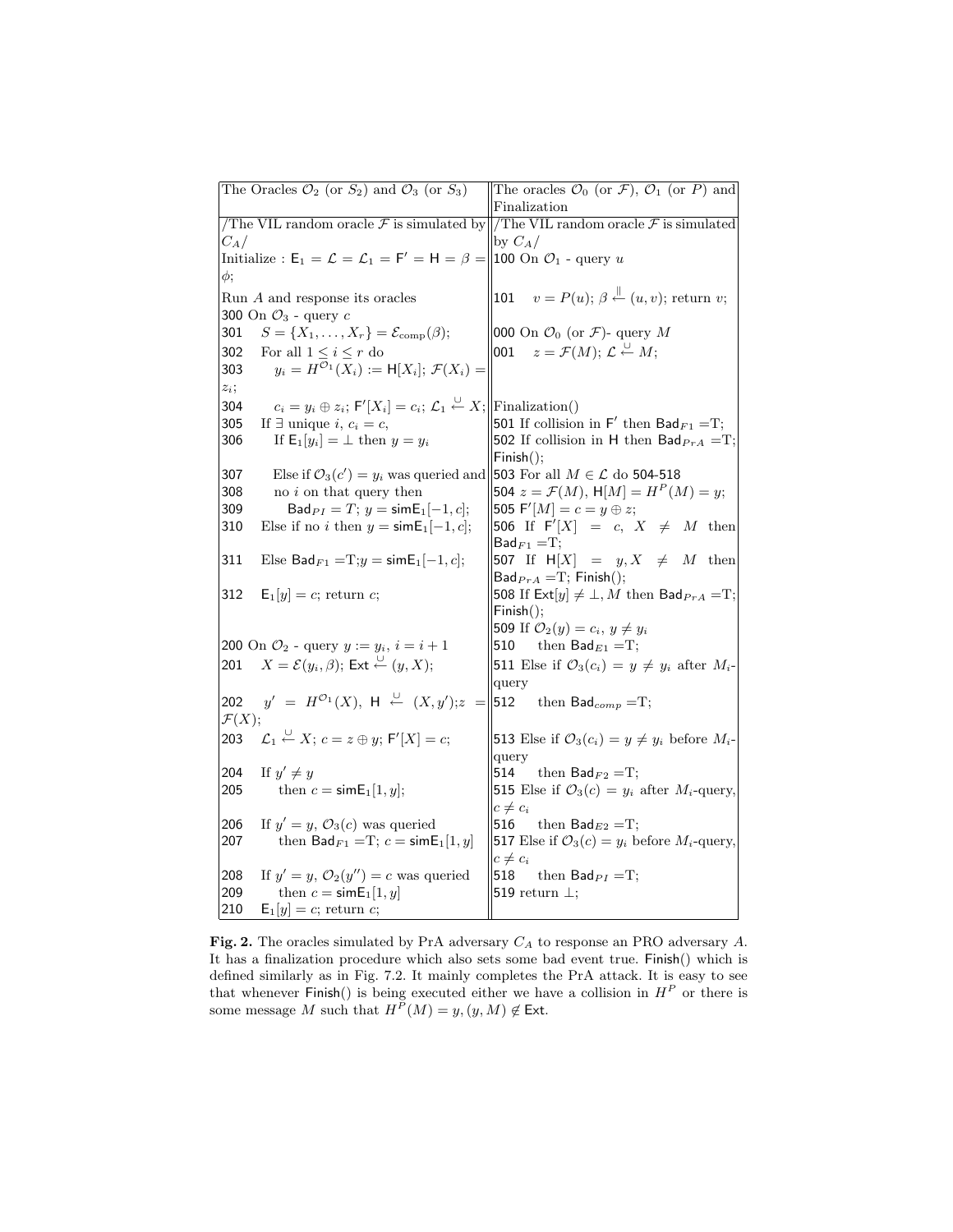| The Oracles $\mathcal{O}_2$ (or $S_2$) and $\mathcal{O}_3$ (or $S_3$) | The oracles $\mathcal{O}_0$ (or $\mathcal{F}$), $\mathcal{O}_1$ (or $P$) and Finalization |
|---|---|
| /The VIL random oracle $\mathcal{F}$ is simulated by $C_A$/ | /The VIL random oracle $\mathcal{F}$ is simulated by $C_A$/ |
| Initialize : $\mathsf{E}_1 = \mathcal{L} = \mathcal{L}_1 = \mathsf{F}' = \mathsf{H} = \beta = \phi$; | 100 On $\mathcal{O}_1$ - query $u$ |
| Run $A$ and response its oracles | 101 $\quad v = P(u)$; $\beta \overset{\Vert}{\leftarrow} (u, v)$; return $v$; |
| 300 On $\mathcal{O}_3$ - query $c$ | |
| 301 $\quad S = \{X_1, \ldots, X_r\} = \mathcal{E}_{\text{comp}}(\beta)$; | 000 On $\mathcal{O}_0$ (or $\mathcal{F}$)- query $M$ |
| 302 $\quad$ For all $1 \leq i \leq r$ do | 001 $\quad z = \mathcal{F}(M)$; $\mathcal{L} \overset{\cup}{\leftarrow} M$; |
| 303 $\quad\quad y_i = H^{\mathcal{O}_1}(X_i) := \mathsf{H}[X_i]$; $\mathcal{F}(X_i) = z_i$; | |
| 304 $\quad\quad c_i = y_i \oplus z_i$; $\mathsf{F}'[X_i] = c_i$; $\mathcal{L}_1 \overset{\cup}{\leftarrow} X$; | Finalization() |
| 305 $\quad$ If $\exists$ unique $i$, $c_i = c$, | 501 If collision in $\mathsf{F}'$ then $\mathsf{Bad}_{F1}$ =T; |
| 306 $\quad\quad$ If $\mathsf{E}_1[y_i] = \perp$ then $y = y_i$ | 502 If collision in $\mathsf{H}$ then $\mathsf{Bad}_{PrA}$ =T; $\mathsf{Finish}()$; |
| 307 $\quad\quad$ Else if $\mathcal{O}_3(c') = y_i$ was queried and | 503 For all $M \in \mathcal{L}$ do 504-518 |
| 308 $\quad\quad$ no $i$ on that query then | 504 $z = \mathcal{F}(M)$, $\mathsf{H}[M] = H^P(M) = y$; |
| 309 $\quad\quad\quad \mathsf{Bad}_{PI} = T$; $y = \mathsf{simE}_1[-1, c]$; | 505 $\mathsf{F}'[M] = c = y \oplus z$; |
| 310 $\quad$ Else if no $i$ then $y = \mathsf{simE}_1[-1, c]$; | 506 If $\mathsf{F}'[X] = c$, $X \neq M$ then $\mathsf{Bad}_{F1}$ =T; |
| 311 $\quad$ Else $\mathsf{Bad}_{F1}$ =T;$y = \mathsf{simE}_1[-1, c]$; | 507 If $\mathsf{H}[X] = y, X \neq M$ then $\mathsf{Bad}_{PrA}$ =T; $\mathsf{Finish}()$; |
| 312 $\quad \mathsf{E}_1[y] = c$; return $c$; | 508 If $\mathsf{Ext}[y] \neq \perp, M$ then $\mathsf{Bad}_{PrA}$ =T; $\mathsf{Finish}()$; |
| | 509 If $\mathcal{O}_2(y) = c_i$, $y \neq y_i$ |
| 200 On $\mathcal{O}_2$ - query $y := y_i$, $i = i + 1$ | 510 $\quad$ then $\mathsf{Bad}_{E1}$ =T; |
| 201 $\quad X = \mathcal{E}(y_i, \beta)$; $\mathsf{Ext} \overset{\cup}{\leftarrow} (y, X)$; | 511 Else if $\mathcal{O}_3(c_i) = y \neq y_i$ after $M_i$-query |
| 202 $\quad y' = H^{\mathcal{O}_1}(X)$, $\mathsf{H} \overset{\cup}{\leftarrow} (X, y')$;$z = \mathcal{F}(X)$; | 512 $\quad$ then $\mathsf{Bad}_{comp}$ =T; |
| 203 $\quad \mathcal{L}_1 \overset{\cup}{\leftarrow} X$; $c = z \oplus y$; $\mathsf{F}'[X] = c$; | 513 Else if $\mathcal{O}_3(c_i) = y \neq y_i$ before $M_i$-query |
| 204 $\quad$ If $y' \neq y$ | 514 $\quad$ then $\mathsf{Bad}_{F2}$ =T; |
| 205 $\quad\quad$ then $c = \mathsf{simE}_1[1, y]$; | 515 Else if $\mathcal{O}_3(c) = y_i$ after $M_i$-query, $c \neq c_i$ |
| 206 $\quad$ If $y' = y$, $\mathcal{O}_3(c)$ was queried | 516 $\quad$ then $\mathsf{Bad}_{E2}$ =T; |
| 207 $\quad\quad$ then $\mathsf{Bad}_{F1}$ =T; $c = \mathsf{simE}_1[1, y]$ | 517 Else if $\mathcal{O}_3(c) = y_i$ before $M_i$-query, $c \neq c_i$ |
| 208 $\quad$ If $y' = y$, $\mathcal{O}_2(y'') = c$ was queried | 518 $\quad$ then $\mathsf{Bad}_{PI}$ =T; |
| 209 $\quad\quad$ then $c = \mathsf{simE}_1[1, y]$ | 519 return $\perp$; |
| 210 $\quad \mathsf{E}_1[y] = c$; return $c$; | |

**Fig. 2.** The oracles simulated by PrA adversary $C_A$ to response an PRO adversary $A$. It has a finaloracles procedure which also sets some bad event true. $\mathsf{Finish}()$ which is defined similarly as in Fig. 7.2. It mainly completes the PrA attack. It is easy to see that whenever $\mathsf{Finish}()$ is being executed either we have a collision in $H^P$ or there is some message $M$ such that $H^P(M) = y, (y, M) \notin \mathsf{Ext}$.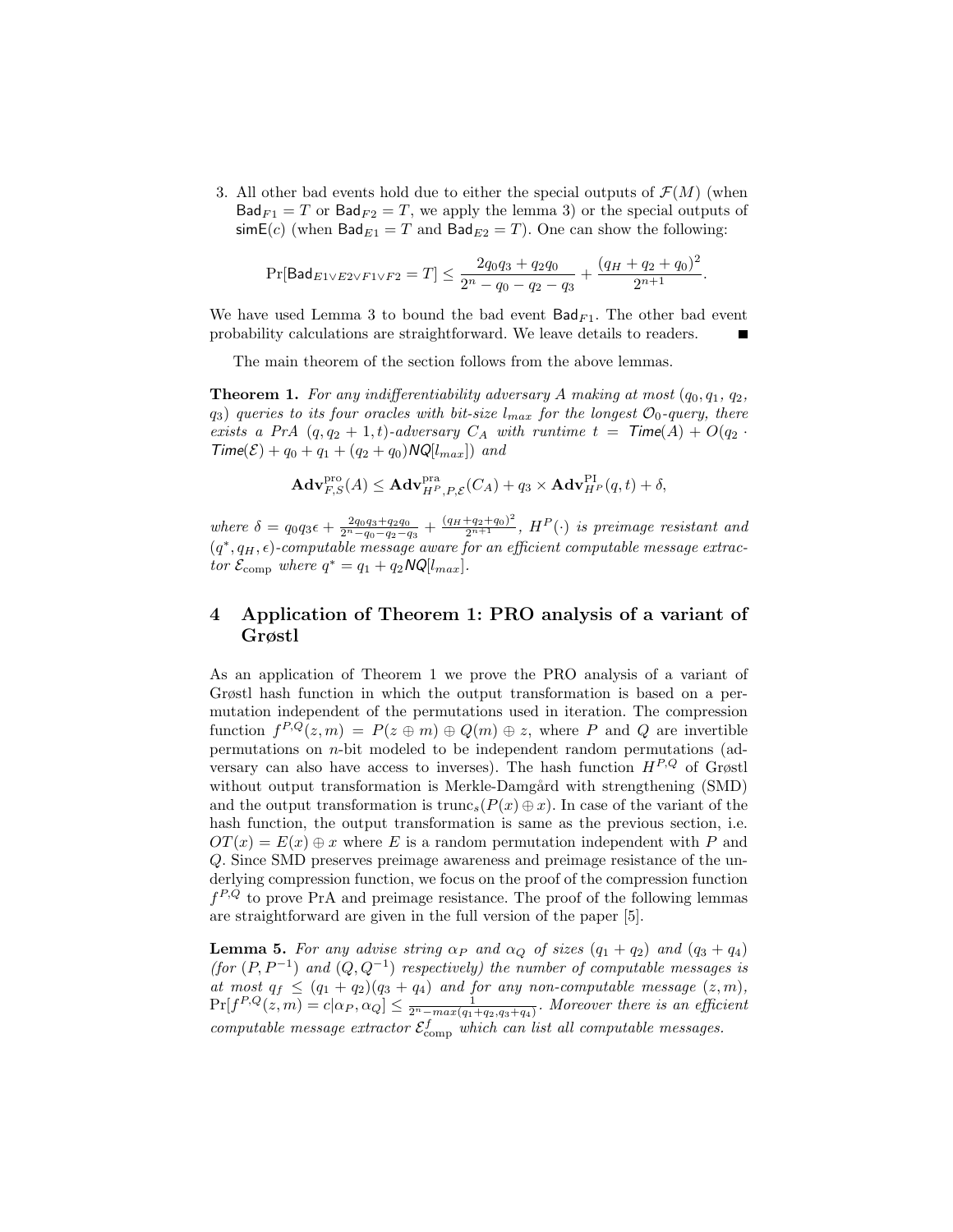3. All other bad events hold due to either the special outputs of $\mathcal{F}(M)$ (when $\mathsf{Bad}_{F1} = T$ or $\mathsf{Bad}_{F2} = T$, we apply the lemma 3) or the special outputs of $\mathsf{simE}(c)$ (when $\mathsf{Bad}_{E1} = T$ and $\mathsf{Bad}_{E2} = T$). One can show the following:

$$\Pr[\mathsf{Bad}_{E1 \vee E2 \vee F1 \vee F2} = T] \leq \frac{2q_0q_3 + q_2q_0}{2^n - q_0 - q_2 - q_3} + \frac{(q_H + q_2 + q_0)^2}{2^{n+1}}.$$

We have used Lemma 3 to bound the bad event $\mathsf{Bad}_{F1}$. The other bad event probability calculations are straightforward. We leave details to readers. ∎

The main theorem of the section follows from the above lemmas.

**Theorem 1.** *For any indifferentiability adversary A making at most $(q_0, q_1, q_2, q_3)$ queries to its four oracles with bit-size $l_{max}$ for the longest $\mathcal{O}_0$-query, there exists a PrA $(q, q_2 + 1, t)$-adversary $C_A$ with runtime $t = \mathsf{Time}(A) + O(q_2 \cdot \mathsf{Time}(\mathcal{E}) + q_0 + q_1 + (q_2 + q_0)\mathsf{NQ}[l_{max}])$ and*

$$\mathbf{Adv}^{\mathrm{pro}}_{F,S}(A) \leq \mathbf{Adv}^{\mathrm{pra}}_{H^P,P,\mathcal{E}}(C_A) + q_3 \times \mathbf{Adv}^{\mathrm{PI}}_{H^P}(q,t) + \delta,$$

*where $\delta = q_0q_3\epsilon + \frac{2q_0q_3 + q_2q_0}{2^n - q_0 - q_2 - q_3} + \frac{(q_H + q_2 + q_0)^2}{2^{n+1}}$, $H^P(\cdot)$ is preimage resistant and $(q^*, q_H, \epsilon)$-computable message aware for an efficient computable message extractor $\mathcal{E}_{\mathrm{comp}}$ where $q^* = q_1 + q_2\mathsf{NQ}[l_{max}]$.*

## 4 Application of Theorem 1: PRO analysis of a variant of Grøstl

As an application of Theorem 1 we prove the PRO analysis of a variant of Grøstl hash function in which the output transformation is based on a permutation independent of the permutations used in iteration. The compression function $f^{P,Q}(z, m) = P(z \oplus m) \oplus Q(m) \oplus z$, where $P$ and $Q$ are invertible permutations on $n$-bit modeled to be independent random permutations (adversary can also have access to inverses). The hash function $H^{P,Q}$ of Grøstl without output transformation is Merkle-Damgård with strengthening (SMD) and the output transformation is $\mathrm{trunc}_s(P(x) \oplus x)$. In case of the variant of the hash function, the output transformation is same as the previous section, i.e. $OT(x) = E(x) \oplus x$ where $E$ is a random permutation independent with $P$ and $Q$. Since SMD preserves preimage awareness and preimage resistance of the underlying compression function, we focus on the proof of the compression function $f^{P,Q}$ to prove PrA and preimage resistance. The proof of the following lemmas are straightforward are given in the full version of the paper [5].

**Lemma 5.** *For any advise string $\alpha_P$ and $\alpha_Q$ of sizes $(q_1 + q_2)$ and $(q_3 + q_4)$ (for $(P, P^{-1})$ and $(Q, Q^{-1})$ respectively) the number of computable messages is at most $q_f \leq (q_1 + q_2)(q_3 + q_4)$ and for any non-computable message $(z, m)$, $\Pr[f^{P,Q}(z, m) = c|\alpha_P, \alpha_Q] \leq \frac{1}{2^n - max(q_1 + q_2, q_3 + q_4)}$. Moreover there is an efficient computable message extractor $\mathcal{E}^f_{\mathrm{comp}}$ which can list all computable messages.*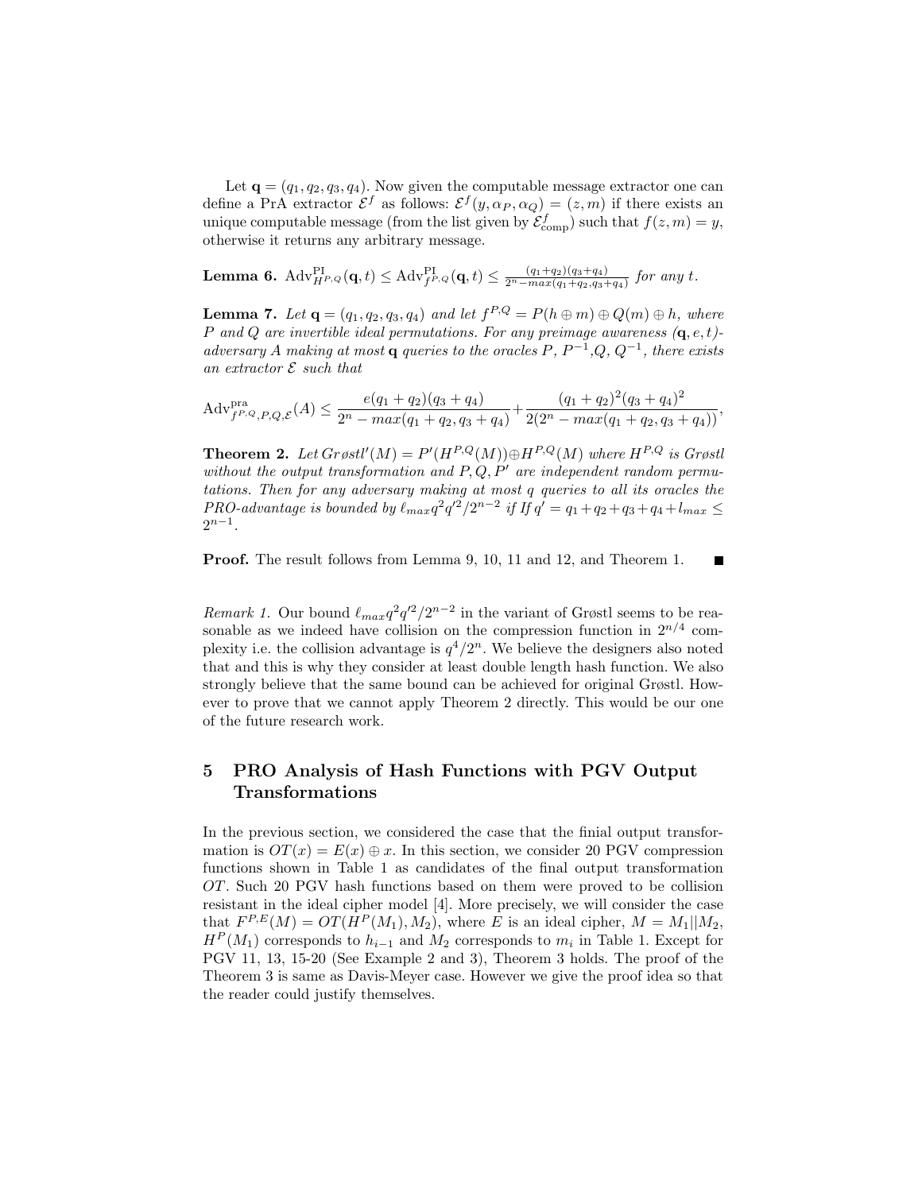Let $\mathbf{q} = (q_1, q_2, q_3, q_4)$. Now given the computable message extractor one can define a PrA extractor $\mathcal{E}^f$ as follows: $\mathcal{E}^f(y, \alpha_P, \alpha_Q) = (z, m)$ if there exists an unique computable message (from the list given by $\mathcal{E}^f_{\text{comp}}$) such that $f(z, m) = y$, otherwise it returns any arbitrary message.

**Lemma 6.** $\text{Adv}^{\text{PI}}_{H^{P,Q}}(\mathbf{q}, t) \leq \text{Adv}^{\text{PI}}_{f^{P,Q}}(\mathbf{q}, t) \leq \frac{(q_1+q_2)(q_3+q_4)}{2^n - max(q_1+q_2, q_3+q_4)}$ *for any* $t$.

**Lemma 7.** *Let* $\mathbf{q} = (q_1, q_2, q_3, q_4)$ *and let* $f^{P,Q} = P(h \oplus m) \oplus Q(m) \oplus h$*, where* $P$ *and* $Q$ *are invertible ideal permutations. For any preimage awareness* $(\mathbf{q}, e, t)$*-adversary* $A$ *making at most* $\mathbf{q}$ *queries to the oracles* $P$*,* $P^{-1}$*,*$Q$*,* $Q^{-1}$*, there exists an extractor* $\mathcal{E}$ *such that*

$$\text{Adv}^{\text{pra}}_{f^{P,Q},P,Q,\mathcal{E}}(A) \leq \frac{e(q_1+q_2)(q_3+q_4)}{2^n - max(q_1+q_2, q_3+q_4)} + \frac{(q_1+q_2)^2(q_3+q_4)^2}{2(2^n - max(q_1+q_2, q_3+q_4))},$$

**Theorem 2.** *Let* $Gr\o stl'(M) = P'(H^{P,Q}(M)) \oplus H^{P,Q}(M)$ *where* $H^{P,Q}$ *is Grøstl without the output transformation and* $P, Q, P'$ *are independent random permutations. Then for any adversary making at most* $q$ *queries to all its oracles the PRO-advantage is bounded by* $\ell_{max} q^2 q'^2 / 2^{n-2}$ *if If* $q' = q_1 + q_2 + q_3 + q_4 + l_{max} \leq 2^{n-1}$.

**Proof.** The result follows from Lemma 9, 10, 11 and 12, and Theorem 1. ■

*Remark 1.* Our bound $\ell_{max} q^2 q'^2 / 2^{n-2}$ in the variant of Grøstl seems to be reasonable as we indeed have collision on the compression function in $2^{n/4}$ complexity i.e. the collision advantage is $q^4/2^n$. We believe the designers also noted that and this is why they consider at least double length hash function. We also strongly believe that the same bound can be achieved for original Grøstl. However to prove that we cannot apply Theorem 2 directly. This would be our one of the future research work.

## 5 PRO Analysis of Hash Functions with PGV Output Transformations

In the previous section, we considered the case that the finial output transformation is $OT(x) = E(x) \oplus x$. In this section, we consider 20 PGV compression functions shown in Table 1 as candidates of the final output transformation $OT$. Such 20 PGV hash functions based on them were proved to be collision resistant in the ideal cipher model [4]. More precisely, we will consider the case that $F^{P,E}(M) = OT(H^P(M_1), M_2)$, where $E$ is an ideal cipher, $M = M_1 || M_2$, $H^P(M_1)$ corresponds to $h_{i-1}$ and $M_2$ corresponds to $m_i$ in Table 1. Except for PGV 11, 13, 15-20 (See Example 2 and 3), Theorem 3 holds. The proof of the Theorem 3 is same as Davis-Meyer case. However we give the proof idea so that the reader could justify themselves.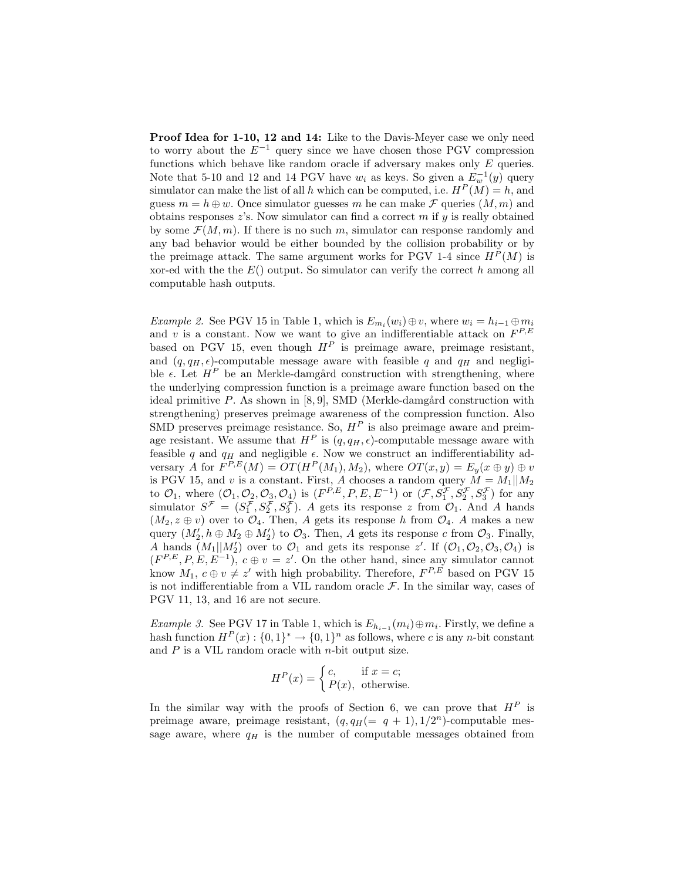**Proof Idea for 1-10, 12 and 14:** Like to the Davis-Meyer case we only need to worry about the $E^{-1}$ query since we have chosen those PGV compression functions which behave like random oracle if adversary makes only $E$ queries. Note that 5-10 and 12 and 14 PGV have $w_i$ as keys. So given a $E_w^{-1}(y)$ query simulator can make the list of all $h$ which can be computed, i.e. $H^P(M) = h$, and guess $m = h \oplus w$. Once simulator guesses $m$ he can make $\mathcal{F}$ queries $(M, m)$ and obtains responses $z$'s. Now simulator can find a correct $m$ if $y$ is really obtained by some $\mathcal{F}(M, m)$. If there is no such $m$, simulator can response randomly and any bad behavior would be either bounded by the collision probability or by the preimage attack. The same argument works for PGV 1-4 since $H^P(M)$ is xor-ed with the the $E()$ output. So simulator can verify the correct $h$ among all computable hash outputs.

*Example 2.* See PGV 15 in Table 1, which is $E_{m_i}(w_i) \oplus v$, where $w_i = h_{i-1} \oplus m_i$ and $v$ is a constant. Now we want to give an indifferentiable attack on $F^{P,E}$ based on PGV 15, even though $H^P$ is preimage aware, preimage resistant, and $(q, q_H, \epsilon)$-computable message aware with feasible $q$ and $q_H$ and negligible $\epsilon$. Let $H^P$ be an Merkle-damgård construction with strengthening, where the underlying compression function is a preimage aware function based on the ideal primitive $P$. As shown in [8, 9], SMD (Merkle-damgård construction with strengthening) preserves preimage awareness of the compression function. Also SMD preserves preimage resistance. So, $H^P$ is also preimage aware and preimage resistant. We assume that $H^P$ is $(q, q_H, \epsilon)$-computable message aware with feasible $q$ and $q_H$ and negligible $\epsilon$. Now we construct an indifferentiability adversary $A$ for $F^{P,E}(M) = OT(H^P(M_1), M_2)$, where $OT(x, y) = E_y(x \oplus y) \oplus v$ is PGV 15, and $v$ is a constant. First, $A$ chooses a random query $M = M_1||M_2$ to $\mathcal{O}_1$, where $(\mathcal{O}_1, \mathcal{O}_2, \mathcal{O}_3, \mathcal{O}_4)$ is $(F^{P,E}, P, E, E^{-1})$ or $(\mathcal{F}, S_1^{\mathcal{F}}, S_2^{\mathcal{F}}, S_3^{\mathcal{F}})$ for any simulator $S^{\mathcal{F}} = (S_1^{\mathcal{F}}, S_2^{\mathcal{F}}, S_3^{\mathcal{F}})$. $A$ gets its response $z$ from $\mathcal{O}_1$. And $A$ hands $(M_2, z \oplus v)$ over to $\mathcal{O}_4$. Then, $A$ gets its response $h$ from $\mathcal{O}_4$. $A$ makes a new query $(M_2', h \oplus M_2 \oplus M_2')$ to $\mathcal{O}_3$. Then, $A$ gets its response $c$ from $\mathcal{O}_3$. Finally, $A$ hands $(M_1||M_2')$ over to $\mathcal{O}_1$ and gets its response $z'$. If $(\mathcal{O}_1, \mathcal{O}_2, \mathcal{O}_3, \mathcal{O}_4)$ is $(F^{P,E}, P, E, E^{-1})$, $c \oplus v = z'$. On the other hand, since any simulator cannot know $M_1$, $c \oplus v \neq z'$ with high probability. Therefore, $F^{P,E}$ based on PGV 15 is not indifferentiable from a VIL random oracle $\mathcal{F}$. In the similar way, cases of PGV 11, 13, and 16 are not secure.

*Example 3.* See PGV 17 in Table 1, which is $E_{h_{i-1}}(m_i) \oplus m_i$. Firstly, we define a hash function $H^P(x) : \{0,1\}^* \to \{0,1\}^n$ as follows, where $c$ is any $n$-bit constant and $P$ is a VIL random oracle with $n$-bit output size.

$$H^P(x) = \begin{cases} c, & \text{if } x = c; \\ P(x), & \text{otherwise.} \end{cases}$$

In the similar way with the proofs of Section 6, we can prove that $H^P$ is preimage aware, preimage resistant, $(q, q_H (= q+1), 1/2^n)$-computable message aware, where $q_H$ is the number of computable messages obtained from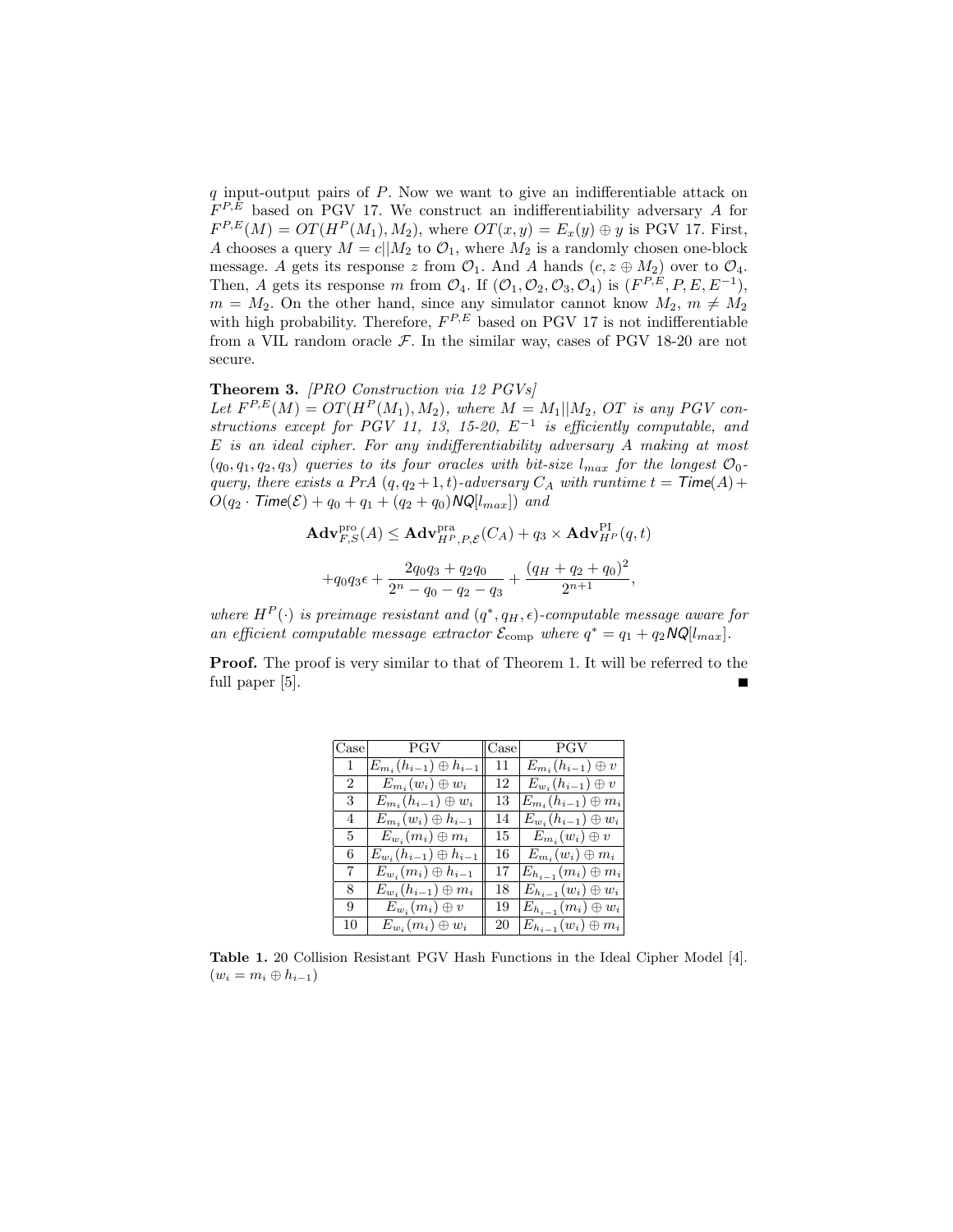$q$ input-output pairs of $P$. Now we want to give an indifferentiable attack on $F^{P,E}$ based on PGV 17. We construct an indifferentiability adversary $A$ for $F^{P,E}(M) = OT(H^P(M_1), M_2)$, where $OT(x,y) = E_x(y) \oplus y$ is PGV 17. First, $A$ chooses a query $M = c||M_2$ to $\mathcal{O}_1$, where $M_2$ is a randomly chosen one-block message. $A$ gets its response $z$ from $\mathcal{O}_1$. And $A$ hands $(c, z \oplus M_2)$ over to $\mathcal{O}_4$. Then, $A$ gets its response $m$ from $\mathcal{O}_4$. If $(\mathcal{O}_1, \mathcal{O}_2, \mathcal{O}_3, \mathcal{O}_4)$ is $(F^{P,E}, P, E, E^{-1})$, $m = M_2$. On the other hand, since any simulator cannot know $M_2$, $m \neq M_2$ with high probability. Therefore, $F^{P,E}$ based on PGV 17 is not indifferentiable from a VIL random oracle $\mathcal{F}$. In the similar way, cases of PGV 18-20 are not secure.

**Theorem 3.** *[PRO Construction via 12 PGVs]*
*Let $F^{P,E}(M) = OT(H^P(M_1), M_2)$, where $M = M_1||M_2$, $OT$ is any PGV constructions except for PGV 11, 13, 15-20, $E^{-1}$ is efficiently computable, and $E$ is an ideal cipher. For any indifferentiability adversary $A$ making at most $(q_0, q_1, q_2, q_3)$ queries to its four oracles with bit-size $l_{max}$ for the longest $\mathcal{O}_0$-query, there exists a PrA $(q, q_2+1, t)$-adversary $C_A$ with runtime $t = \mathsf{Time}(A) + O(q_2 \cdot \mathsf{Time}(\mathcal{E}) + q_0 + q_1 + (q_2+q_0)\mathsf{NQ}[l_{max}])$ and*

$$\mathbf{Adv}^{\mathrm{pro}}_{F,S}(A) \leq \mathbf{Adv}^{\mathrm{pra}}_{H^P,P,\mathcal{E}}(C_A) + q_3 \times \mathbf{Adv}^{\mathrm{PI}}_{H^P}(q,t)$$

$$+ q_0 q_3 \epsilon + \frac{2q_0q_3 + q_2q_0}{2^n - q_0 - q_2 - q_3} + \frac{(q_H + q_2 + q_0)^2}{2^{n+1}},$$

*where $H^P(\cdot)$ is preimage resistant and $(q^*, q_H, \epsilon)$-computable message aware for an efficient computable message extractor $\mathcal{E}_{\mathrm{comp}}$ where $q^* = q_1 + q_2\mathsf{NQ}[l_{max}]$.*

**Proof.** The proof is very similar to that of Theorem 1. It will be referred to the full paper [5]. ∎

| Case | PGV | Case | PGV |
|---|---|---|---|
| 1 | $E_{m_i}(h_{i-1}) \oplus h_{i-1}$ | 11 | $E_{m_i}(h_{i-1}) \oplus v$ |
| 2 | $E_{m_i}(w_i) \oplus w_i$ | 12 | $E_{w_i}(h_{i-1}) \oplus v$ |
| 3 | $E_{m_i}(h_{i-1}) \oplus w_i$ | 13 | $E_{m_i}(h_{i-1}) \oplus m_i$ |
| 4 | $E_{m_i}(w_i) \oplus h_{i-1}$ | 14 | $E_{w_i}(h_{i-1}) \oplus w_i$ |
| 5 | $E_{w_i}(m_i) \oplus m_i$ | 15 | $E_{m_i}(w_i) \oplus v$ |
| 6 | $E_{w_i}(h_{i-1}) \oplus h_{i-1}$ | 16 | $E_{m_i}(w_i) \oplus m_i$ |
| 7 | $E_{w_i}(m_i) \oplus h_{i-1}$ | 17 | $E_{h_{i-1}}(m_i) \oplus m_i$ |
| 8 | $E_{w_i}(h_{i-1}) \oplus m_i$ | 18 | $E_{h_{i-1}}(w_i) \oplus w_i$ |
| 9 | $E_{w_i}(m_i) \oplus v$ | 19 | $E_{h_{i-1}}(m_i) \oplus w_i$ |
| 10 | $E_{w_i}(m_i) \oplus w_i$ | 20 | $E_{h_{i-1}}(w_i) \oplus m_i$ |

**Table 1.** 20 Collision Resistant PGV Hash Functions in the Ideal Cipher Model [4]. ($w_i = m_i \oplus h_{i-1}$)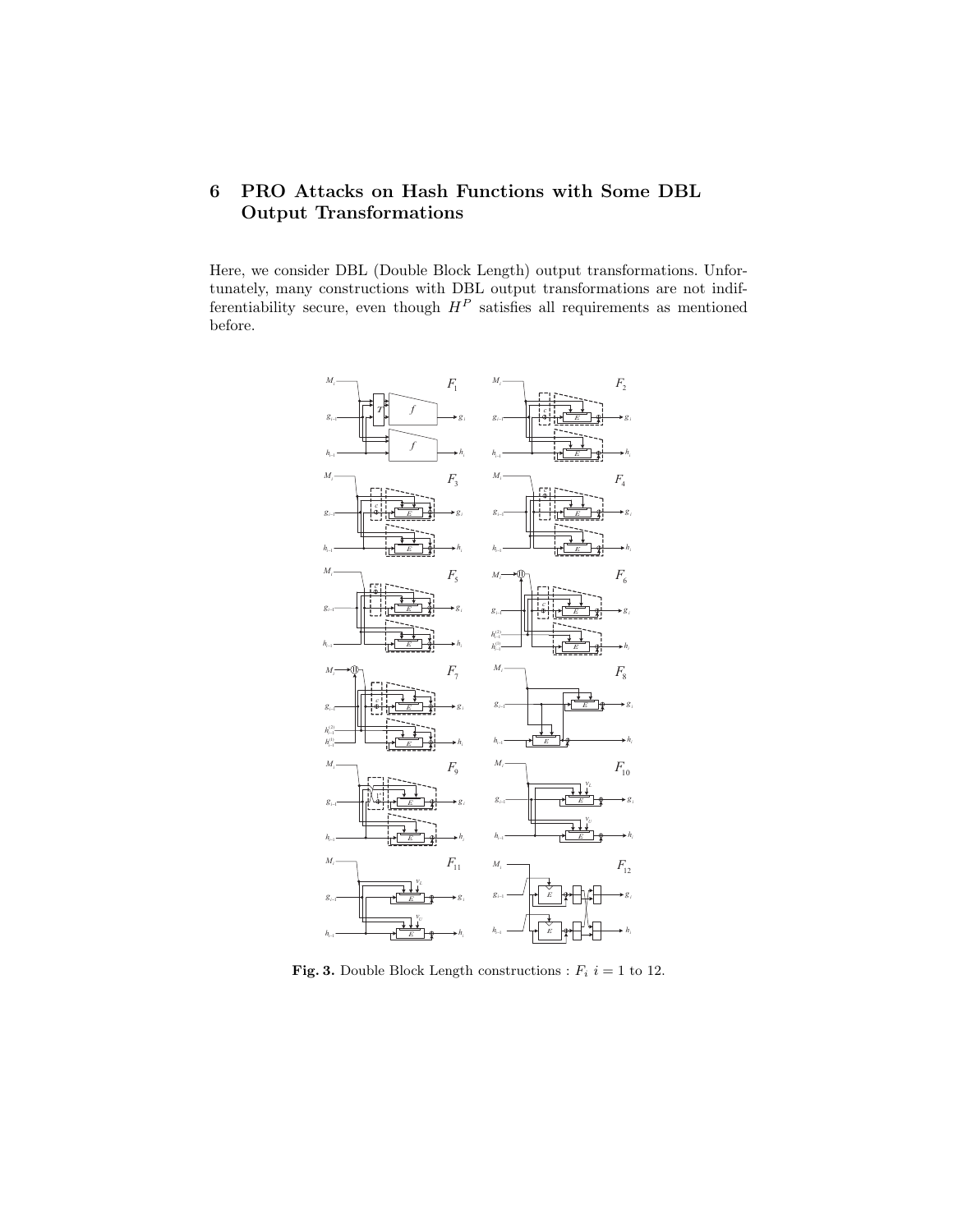# 6 PRO Attacks on Hash Functions with Some DBL Output Transformations

Here, we consider DBL (Double Block Length) output transformations. Unfortunately, many constructions with DBL output transformations are not indifferentiability secure, even though $H^P$ satisfies all requirements as mentioned before.

**Fig. 3.** Double Block Length constructions : $F_i$ $i = 1$ to 12.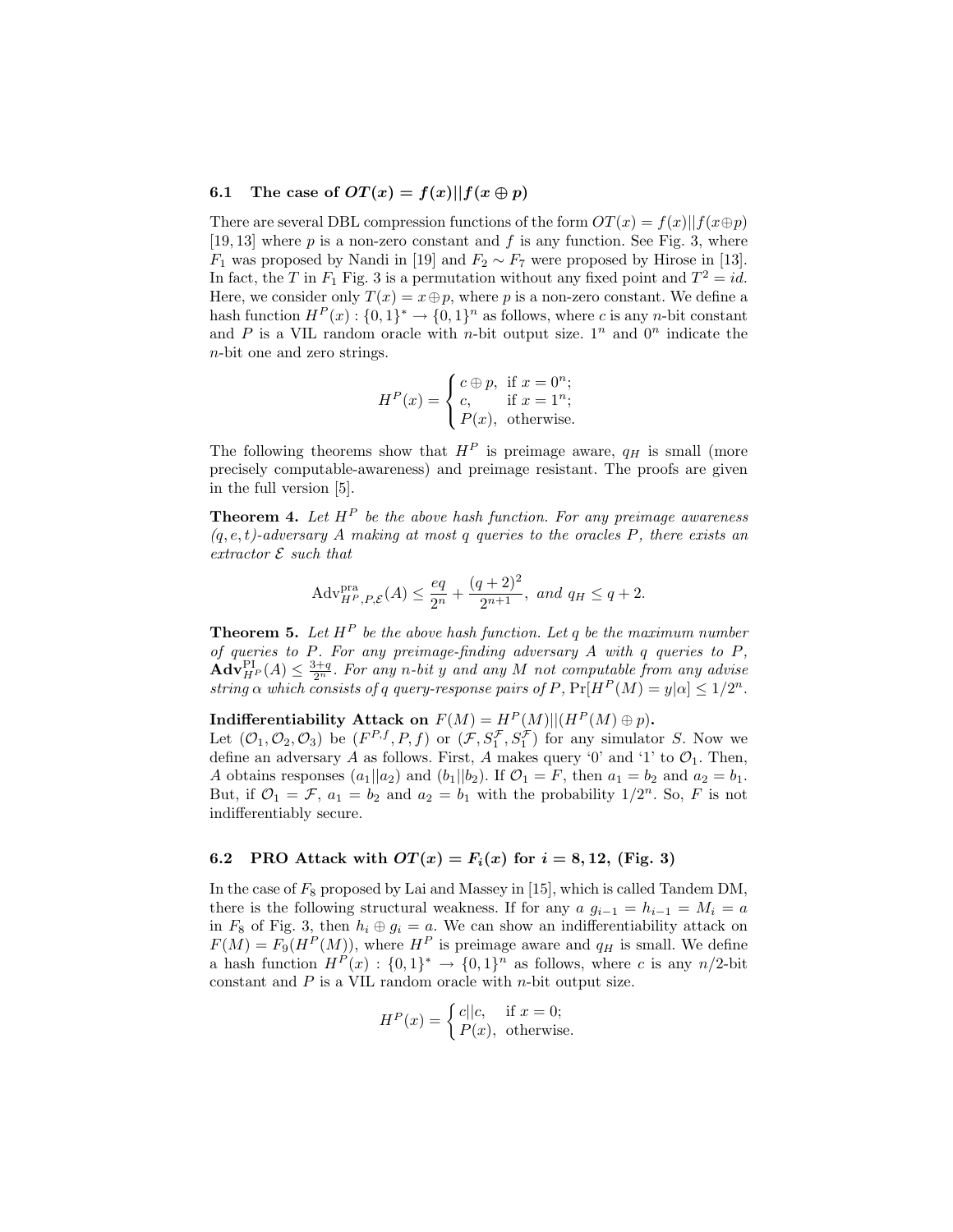### 6.1 The case of $OT(x) = f(x)||f(x \oplus p)$

There are several DBL compression functions of the form $OT(x) = f(x)||f(x \oplus p)$ [19, 13] where $p$ is a non-zero constant and $f$ is any function. See Fig. 3, where $F_1$ was proposed by Nandi in [19] and $F_2 \sim F_7$ were proposed by Hirose in [13]. In fact, the $T$ in $F_1$ Fig. 3 is a permutation without any fixed point and $T^2 = id$. Here, we consider only $T(x) = x \oplus p$, where $p$ is a non-zero constant. We define a hash function $H^P(x) : \{0,1\}^* \rightarrow \{0,1\}^n$ as follows, where $c$ is any $n$-bit constant and $P$ is a VIL random oracle with $n$-bit output size. $1^n$ and $0^n$ indicate the $n$-bit one and zero strings.

$$H^P(x) = \begin{cases} c \oplus p, & \text{if } x = 0^n; \\ c, & \text{if } x = 1^n; \\ P(x), & \text{otherwise.} \end{cases}$$

The following theorems show that $H^P$ is preimage aware, $q_H$ is small (more precisely computable-awareness) and preimage resistant. The proofs are given in the full version [5].

**Theorem 4.** *Let $H^P$ be the above hash function. For any preimage awareness $(q, e, t)$-adversary $A$ making at most $q$ queries to the oracles $P$, there exists an extractor $\mathcal{E}$ such that*

$$\text{Adv}^{\text{pra}}_{H^P,P,\mathcal{E}}(A) \leq \frac{eq}{2^n} + \frac{(q+2)^2}{2^{n+1}}, \text{ and } q_H \leq q + 2.$$

**Theorem 5.** *Let $H^P$ be the above hash function. Let $q$ be the maximum number of queries to $P$. For any preimage-finding adversary $A$ with $q$ queries to $P$, $\mathbf{Adv}^{\text{PI}}_{H^P}(A) \leq \frac{3+q}{2^n}$. For any $n$-bit $y$ and any $M$ not computable from any advise string $\alpha$ which consists of $q$ query-response pairs of $P$, $\Pr[H^P(M) = y|\alpha] \leq 1/2^n$.*

**Indifferentiability Attack on $F(M) = H^P(M)||(H^P(M) \oplus p)$.**
Let $(\mathcal{O}_1, \mathcal{O}_2, \mathcal{O}_3)$ be $(F^{P,f}, P, f)$ or $(\mathcal{F}, S_1^{\mathcal{F}}, S_1^{\mathcal{F}})$ for any simulator $S$. Now we define an adversary $A$ as follows. First, $A$ makes query '0' and '1' to $\mathcal{O}_1$. Then, $A$ obtains responses $(a_1||a_2)$ and $(b_1||b_2)$. If $\mathcal{O}_1 = F$, then $a_1 = b_2$ and $a_2 = b_1$. But, if $\mathcal{O}_1 = \mathcal{F}$, $a_1 = b_2$ and $a_2 = b_1$ with the probability $1/2^n$. So, $F$ is not indifferentiably secure.

### 6.2 PRO Attack with $OT(x) = F_i(x)$ for $i = 8, 12$, (Fig. 3)

In the case of $F_8$ proposed by Lai and Massey in [15], which is called Tandem DM, there is the following structural weakness. If for any $a$ $g_{i-1} = h_{i-1} = M_i = a$ in $F_8$ of Fig. 3, then $h_i \oplus g_i = a$. We can show an indifferentiability attack on $F(M) = F_9(H^P(M))$, where $H^P$ is preimage aware and $q_H$ is small. We define a hash function $H^P(x) : \{0,1\}^* \rightarrow \{0,1\}^n$ as follows, where $c$ is any $n/2$-bit constant and $P$ is a VIL random oracle with $n$-bit output size.

$$H^P(x) = \begin{cases} c||c, & \text{if } x = 0; \\ P(x), & \text{otherwise.} \end{cases}$$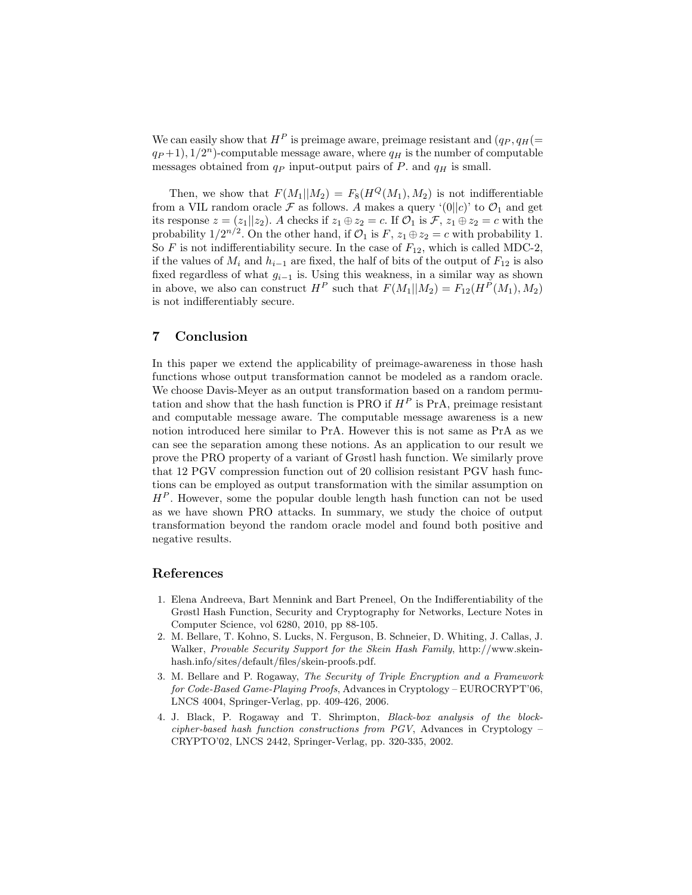We can easily show that $H^P$ is preimage aware, preimage resistant and $(q_P, q_H(= q_P+1), 1/2^n)$-computable message aware, where $q_H$ is the number of computable messages obtained from $q_P$ input-output pairs of $P$. and $q_H$ is small.

Then, we show that $F(M_1||M_2) = F_8(H^Q(M_1), M_2)$ is not indifferentiable from a VIL random oracle $\mathcal{F}$ as follows. $A$ makes a query '$(0||c)$' to $\mathcal{O}_1$ and get its response $z = (z_1||z_2)$. $A$ checks if $z_1 \oplus z_2 = c$. If $\mathcal{O}_1$ is $\mathcal{F}$, $z_1 \oplus z_2 = c$ with the probability $1/2^{n/2}$. On the other hand, if $\mathcal{O}_1$ is $F$, $z_1 \oplus z_2 = c$ with probability 1. So $F$ is not indifferentiability secure. In the case of $F_{12}$, which is called MDC-2, if the values of $M_i$ and $h_{i-1}$ are fixed, the half of bits of the output of $F_{12}$ is also fixed regardless of what $g_{i-1}$ is. Using this weakness, in a similar way as shown in above, we also can construct $H^P$ such that $F(M_1||M_2) = F_{12}(H^P(M_1), M_2)$ is not indifferentiably secure.

## 7 Conclusion

In this paper we extend the applicability of preimage-awareness in those hash functions whose output transformation cannot be modeled as a random oracle. We choose Davis-Meyer as an output transformation based on a random permutation and show that the hash function is PRO if $H^P$ is PrA, preimage resistant and computable message aware. The computable message awareness is a new notion introduced here similar to PrA. However this is not same as PrA as we can see the separation among these notions. As an application to our result we prove the PRO property of a variant of Grøstl hash function. We similarly prove that 12 PGV compression function out of 20 collision resistant PGV hash functions can be employed as output transformation with the similar assumption on $H^P$. However, some the popular double length hash function can not be used as we have shown PRO attacks. In summary, we study the choice of output transformation beyond the random oracle model and found both positive and negative results.

## References

1. Elena Andreeva, Bart Mennink and Bart Preneel, On the Indifferentiability of the Grøstl Hash Function, Security and Cryptography for Networks, Lecture Notes in Computer Science, vol 6280, 2010, pp 88-105.
2. M. Bellare, T. Kohno, S. Lucks, N. Ferguson, B. Schneier, D. Whiting, J. Callas, J. Walker, *Provable Security Support for the Skein Hash Family*, http://www.skein-hash.info/sites/default/files/skein-proofs.pdf.
3. M. Bellare and P. Rogaway, *The Security of Triple Encryption and a Framework for Code-Based Game-Playing Proofs*, Advances in Cryptology – EUROCRYPT'06, LNCS 4004, Springer-Verlag, pp. 409-426, 2006.
4. J. Black, P. Rogaway and T. Shrimpton, *Black-box analysis of the block-cipher-based hash function constructions from PGV*, Advances in Cryptology – CRYPTO'02, LNCS 2442, Springer-Verlag, pp. 320-335, 2002.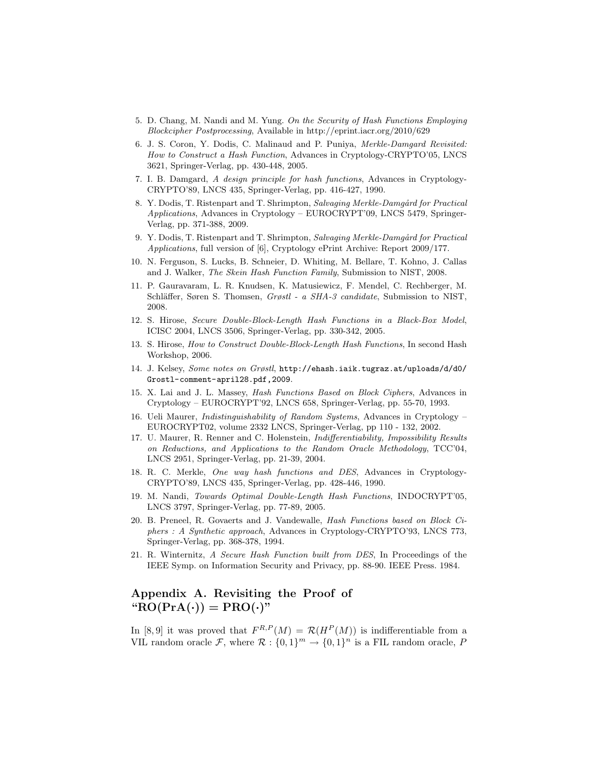5. D. Chang, M. Nandi and M. Yung. *On the Security of Hash Functions Employing Blockcipher Postprocessing*, Available in http://eprint.iacr.org/2010/629
6. J. S. Coron, Y. Dodis, C. Malinaud and P. Puniya, *Merkle-Damgard Revisited: How to Construct a Hash Function*, Advances in Cryptology-CRYPTO'05, LNCS 3621, Springer-Verlag, pp. 430-448, 2005.
7. I. B. Damgard, *A design principle for hash functions*, Advances in Cryptology-CRYPTO'89, LNCS 435, Springer-Verlag, pp. 416-427, 1990.
8. Y. Dodis, T. Ristenpart and T. Shrimpton, *Salvaging Merkle-Damgård for Practical Applications*, Advances in Cryptology – EUROCRYPT'09, LNCS 5479, Springer-Verlag, pp. 371-388, 2009.
9. Y. Dodis, T. Ristenpart and T. Shrimpton, *Salvaging Merkle-Damgård for Practical Applications*, full version of [6], Cryptology ePrint Archive: Report 2009/177.
10. N. Ferguson, S. Lucks, B. Schneier, D. Whiting, M. Bellare, T. Kohno, J. Callas and J. Walker, *The Skein Hash Function Family*, Submission to NIST, 2008.
11. P. Gauravaram, L. R. Knudsen, K. Matusiewicz, F. Mendel, C. Rechberger, M. Schläffer, Søren S. Thomsen, *Grøstl - a SHA-3 candidate*, Submission to NIST, 2008.
12. S. Hirose, *Secure Double-Block-Length Hash Functions in a Black-Box Model*, ICISC 2004, LNCS 3506, Springer-Verlag, pp. 330-342, 2005.
13. S. Hirose, *How to Construct Double-Block-Length Hash Functions*, In second Hash Workshop, 2006.
14. J. Kelsey, *Some notes on Grøstl*, `http://ehash.iaik.tugraz.at/uploads/d/d0/Grostl-comment-april28.pdf,2009`.
15. X. Lai and J. L. Massey, *Hash Functions Based on Block Ciphers*, Advances in Cryptology – EUROCRYPT'92, LNCS 658, Springer-Verlag, pp. 55-70, 1993.
16. Ueli Maurer, *Indistinguishability of Random Systems*, Advances in Cryptology – EUROCRYPT02, volume 2332 LNCS, Springer-Verlag, pp 110 - 132, 2002.
17. U. Maurer, R. Renner and C. Holenstein, *Indifferentiability, Impossibility Results on Reductions, and Applications to the Random Oracle Methodology*, TCC'04, LNCS 2951, Springer-Verlag, pp. 21-39, 2004.
18. R. C. Merkle, *One way hash functions and DES*, Advances in Cryptology-CRYPTO'89, LNCS 435, Springer-Verlag, pp. 428-446, 1990.
19. M. Nandi, *Towards Optimal Double-Length Hash Functions*, INDOCRYPT'05, LNCS 3797, Springer-Verlag, pp. 77-89, 2005.
20. B. Preneel, R. Govaerts and J. Vandewalle, *Hash Functions based on Block Ciphers : A Synthetic approach*, Advances in Cryptology-CRYPTO'93, LNCS 773, Springer-Verlag, pp. 368-378, 1994.
21. R. Winternitz, *A Secure Hash Function built from DES*, In Proceedings of the IEEE Symp. on Information Security and Privacy, pp. 88-90. IEEE Press. 1984.

## Appendix A. Revisiting the Proof of "$\mathbf{RO(PrA(\cdot)) = PRO(\cdot)}$"

In [8, 9] it was proved that $F^{\mathcal{R},P}(M) = \mathcal{R}(H^P(M))$ is indifferentiable from a VIL random oracle $\mathcal{F}$, where $\mathcal{R} : \{0,1\}^m \to \{0,1\}^n$ is a FIL random oracle, $P$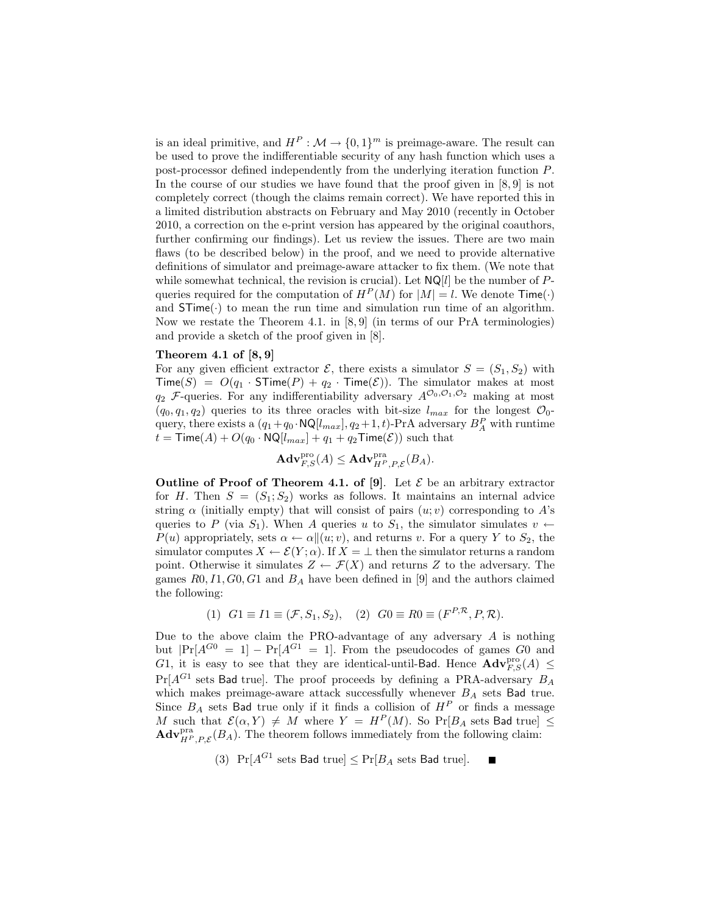is an ideal primitive, and $H^P : \mathcal{M} \rightarrow \{0,1\}^m$ is preimage-aware. The result can be used to prove the indifferentiable security of any hash function which uses a post-processor defined independently from the underlying iteration function $P$. In the course of our studies we have found that the proof given in [8, 9] is not completely correct (though the claims remain correct). We have reported this in a limited distribution abstracts on February and May 2010 (recently in October 2010, a correction on the e-print version has appeared by the original coauthors, further confirming our findings). Let us review the issues. There are two main flaws (to be described below) in the proof, and we need to provide alternative definitions of simulator and preimage-aware attacker to fix them. (We note that while somewhat technical, the revision is crucial). Let $\mathsf{NQ}[l]$ be the number of $P$-queries required for the computation of $H^P(M)$ for $|M| = l$. We denote $\mathsf{Time}(\cdot)$ and $\mathsf{STime}(\cdot)$ to mean the run time and simulation run time of an algorithm. Now we restate the Theorem 4.1. in [8, 9] (in terms of our PrA terminologies) and provide a sketch of the proof given in [8].

**Theorem 4.1 of [8, 9]**

For any given efficient extractor $\mathcal{E}$, there exists a simulator $S = (S_1, S_2)$ with $\mathsf{Time}(S) = O(q_1 \cdot \mathsf{STime}(P) + q_2 \cdot \mathsf{Time}(\mathcal{E}))$. The simulator makes at most $q_2$ $\mathcal{F}$-queries. For any indifferentiability adversary $A^{\mathcal{O}_0, \mathcal{O}_1, \mathcal{O}_2}$ making at most $(q_0, q_1, q_2)$ queries to its three oracles with bit-size $l_{max}$ for the longest $\mathcal{O}_0$-query, there exists a $(q_1 + q_0 \cdot \mathsf{NQ}[l_{max}], q_2 + 1, t)$-PrA adversary $B_A^P$ with runtime $t = \mathsf{Time}(A) + O(q_0 \cdot \mathsf{NQ}[l_{max}] + q_1 + q_2 \mathsf{Time}(\mathcal{E}))$ such that

$$\mathbf{Adv}^{\mathrm{pro}}_{F,S}(A) \leq \mathbf{Adv}^{\mathrm{pra}}_{H^P,P,\mathcal{E}}(B_A).$$

**Outline of Proof of Theorem 4.1. of [9]**. Let $\mathcal{E}$ be an arbitrary extractor for $H$. Then $S = (S_1; S_2)$ works as follows. It maintains an internal advice string $\alpha$ (initially empty) that will consist of pairs $(u; v)$ corresponding to $A$'s queries to $P$ (via $S_1$). When $A$ queries $u$ to $S_1$, the simulator simulates $v \leftarrow P(u)$ appropriately, sets $\alpha \leftarrow \alpha \| (u; v)$, and returns $v$. For a query $Y$ to $S_2$, the simulator computes $X \leftarrow \mathcal{E}(Y; \alpha)$. If $X = \perp$ then the simulator returns a random point. Otherwise it simulates $Z \leftarrow \mathcal{F}(X)$ and returns $Z$ to the adversary. The games $R0, I1, G0, G1$ and $B_A$ have been defined in [9] and the authors claimed the following:

$$(1)\ \ G1 \equiv I1 \equiv (\mathcal{F}, S_1, S_2), \quad (2)\ \ G0 \equiv R0 \equiv (F^{P,\mathcal{R}}, P, \mathcal{R}).$$

Due to the above claim the PRO-advantage of any adversary $A$ is nothing but $|\Pr[A^{G0} = 1] - \Pr[A^{G1} = 1]$. From the pseudocodes of games $G0$ and $G1$, it is easy to see that they are identical-until-$\mathsf{Bad}$. Hence $\mathbf{Adv}^{\mathrm{pro}}_{F,S}(A) \leq \Pr[A^{G1} \text{ sets } \mathsf{Bad} \text{ true}]$. The proof proceeds by defining a PRA-adversary $B_A$ which makes preimage-aware attack successfully whenever $B_A$ sets $\mathsf{Bad}$ true. Since $B_A$ sets $\mathsf{Bad}$ true only if it finds a collision of $H^P$ or finds a message $M$ such that $\mathcal{E}(\alpha, Y) \neq M$ where $Y = H^P(M)$. So $\Pr[B_A \text{ sets } \mathsf{Bad} \text{ true}] \leq \mathbf{Adv}^{\mathrm{pra}}_{H^P,P,\mathcal{E}}(B_A)$. The theorem follows immediately from the following claim:

$$(3)\ \ \Pr[A^{G1} \text{ sets } \mathsf{Bad} \text{ true}] \leq \Pr[B_A \text{ sets } \mathsf{Bad} \text{ true}]. \quad \blacksquare$$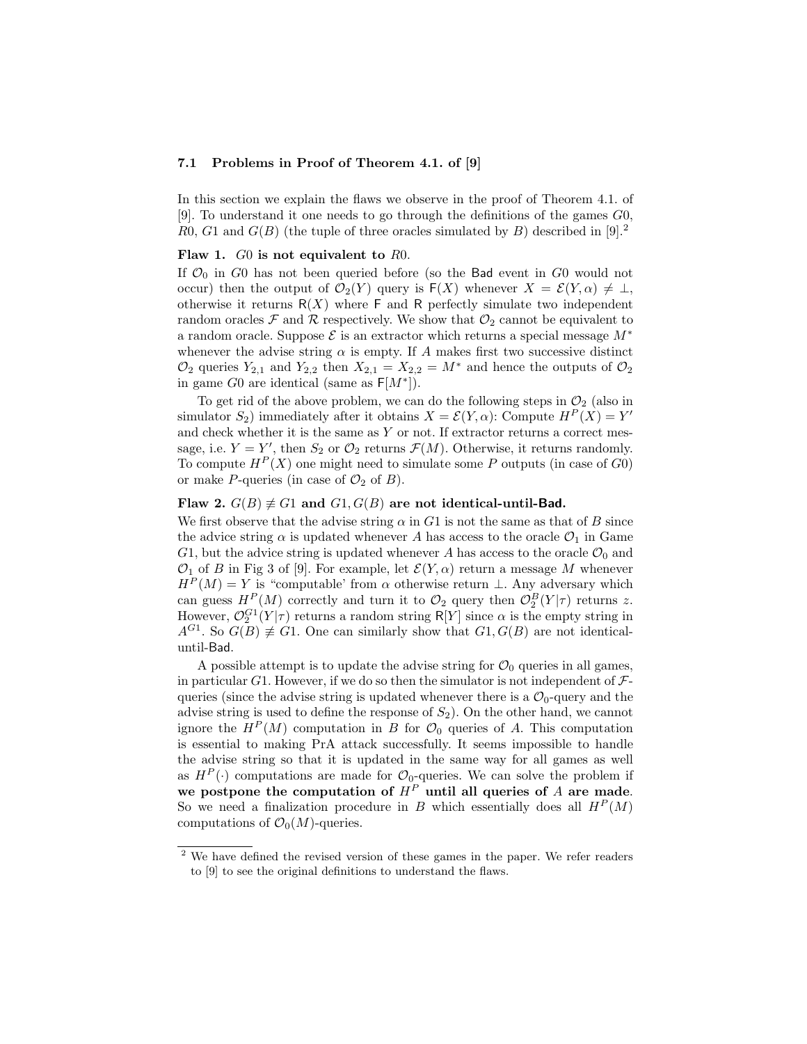### 7.1 Problems in Proof of Theorem 4.1. of [9]

In this section we explain the flaws we observe in the proof of Theorem 4.1. of [9]. To understand it one needs to go through the definitions of the games $G0$, $R0$, $G1$ and $G(B)$ (the tuple of three oracles simulated by $B$) described in [9].[2]

**Flaw 1.** **$G0$ is not equivalent to $R0$.**

If $\mathcal{O}_0$ in $G0$ has not been queried before (so the Bad event in $G0$ would not occur) then the output of $\mathcal{O}_2(Y)$ query is $\mathsf{F}(X)$ whenever $X = \mathcal{E}(Y, \alpha) \neq \perp$, otherwise it returns $\mathsf{R}(X)$ where $\mathsf{F}$ and $\mathsf{R}$ perfectly simulate two independent random oracles $\mathcal{F}$ and $\mathcal{R}$ respectively. We show that $\mathcal{O}_2$ cannot be equivalent to a random oracle. Suppose $\mathcal{E}$ is an extractor which returns a special message $M^*$ whenever the advise string $\alpha$ is empty. If $A$ makes first two successive distinct $\mathcal{O}_2$ queries $Y_{2,1}$ and $Y_{2,2}$ then $X_{2,1} = X_{2,2} = M^*$ and hence the outputs of $\mathcal{O}_2$ in game $G0$ are identical (same as $\mathsf{F}[M^*]$).

To get rid of the above problem, we can do the following steps in $\mathcal{O}_2$ (also in simulator $S_2$) immediately after it obtains $X = \mathcal{E}(Y, \alpha)$: Compute $H^P(X) = Y'$ and check whether it is the same as $Y$ or not. If extractor returns a correct message, i.e. $Y = Y'$, then $S_2$ or $\mathcal{O}_2$ returns $\mathcal{F}(M)$. Otherwise, it returns randomly. To compute $H^P(X)$ one might need to simulate some $P$ outputs (in case of $G0$) or make $P$-queries (in case of $\mathcal{O}_2$ of $B$).

**Flaw 2.** **$G(B) \not\equiv G1$ and $G1, G(B)$ are not identical-until-Bad.**

We first observe that the advise string $\alpha$ in $G1$ is not the same as that of $B$ since the advice string $\alpha$ is updated whenever $A$ has access to the oracle $\mathcal{O}_1$ in Game $G1$, but the advice string is updated whenever $A$ has access to the oracle $\mathcal{O}_0$ and $\mathcal{O}_1$ of $B$ in Fig 3 of [9]. For example, let $\mathcal{E}(Y, \alpha)$ return a message $M$ whenever $H^P(M) = Y$ is "computable' from $\alpha$ otherwise return $\perp$. Any adversary which can guess $H^P(M)$ correctly and turn it to $\mathcal{O}_2$ query then $\mathcal{O}_2^B(Y|\tau)$ returns $z$. However, $\mathcal{O}_2^{G1}(Y|\tau)$ returns a random string $\mathsf{R}[Y]$ since $\alpha$ is the empty string in $A^{G1}$. So $G(B) \not\equiv G1$. One can similarly show that $G1, G(B)$ are not identical-until-Bad.

A possible attempt is to update the advise string for $\mathcal{O}_0$ queries in all games, in particular $G1$. However, if we do so then the simulator is not independent of $\mathcal{F}$-queries (since the advise string is updated whenever there is a $\mathcal{O}_0$-query and the advise string is used to define the response of $S_2$). On the other hand, we cannot ignore the $H^P(M)$ computation in $B$ for $\mathcal{O}_0$ queries of $A$. This computation is essential to making PrA attack successfully. It seems impossible to handle the advise string so that it is updated in the same way for all games as well as $H^P(\cdot)$ computations are made for $\mathcal{O}_0$-queries. We can solve the problem if **we postpone the computation of $H^P$ until all queries of $A$ are made**. So we need a finalization procedure in $B$ which essentially does all $H^P(M)$ computations of $\mathcal{O}_0(M)$-queries.

---

[2] We have defined the revised version of these games in the paper. We refer readers to [9] to see the original definitions to understand the flaws.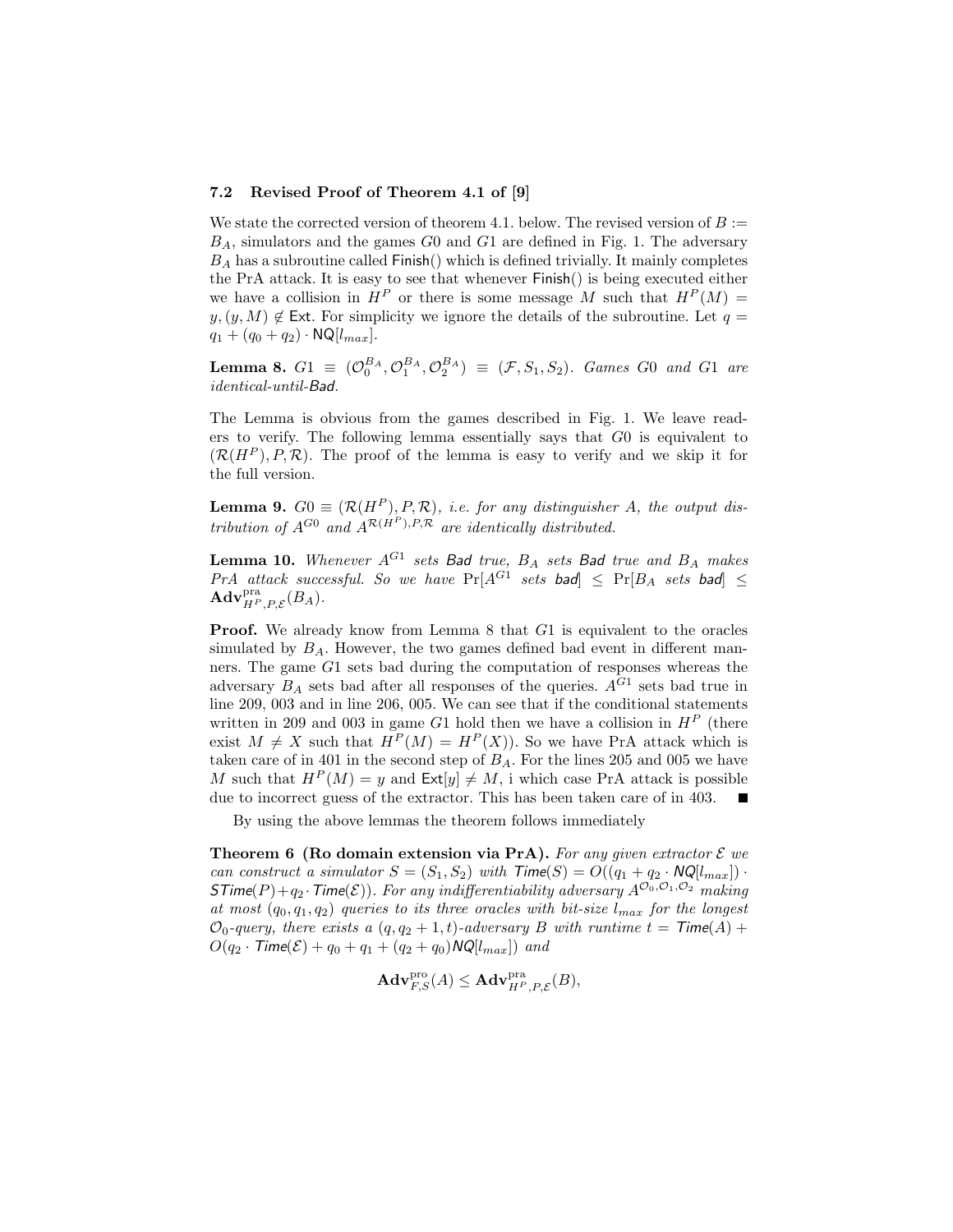### 7.2 Revised Proof of Theorem 4.1 of [9]

We state the corrected version of theorem 4.1. below. The revised version of $B := B_A$, simulators and the games $G0$ and $G1$ are defined in Fig. 1. The adversary $B_A$ has a subroutine called $\mathsf{Finish}()$ which is defined trivially. It mainly completes the PrA attack. It is easy to see that whenever $\mathsf{Finish}()$ is being executed either we have a collision in $H^P$ or there is some message $M$ such that $H^P(M) = y, (y, M) \notin \mathsf{Ext}$. For simplicity we ignore the details of the subroutine. Let $q = q_1 + (q_0 + q_2) \cdot \mathsf{NQ}[l_{max}]$.

**Lemma 8.** *$G1 \equiv (\mathcal{O}_0^{B_A}, \mathcal{O}_1^{B_A}, \mathcal{O}_2^{B_A}) \equiv (\mathcal{F}, S_1, S_2)$. Games $G0$ and $G1$ are identical-until-$\mathsf{Bad}$.*

The Lemma is obvious from the games described in Fig. 1. We leave readers to verify. The following lemma essentially says that $G0$ is equivalent to $(\mathcal{R}(H^P), P, \mathcal{R})$. The proof of the lemma is easy to verify and we skip it for the full version.

**Lemma 9.** *$G0 \equiv (\mathcal{R}(H^P), P, \mathcal{R})$, i.e. for any distinguisher $A$, the output distribution of $A^{G0}$ and $A^{\mathcal{R}(H^P), P, \mathcal{R}}$ are identically distributed.*

**Lemma 10.** *Whenever $A^{G1}$ sets $\mathsf{Bad}$ true, $B_A$ sets $\mathsf{Bad}$ true and $B_A$ makes PrA attack successful. So we have $\Pr[A^{G1}$ sets $\mathsf{bad}] \leq \Pr[B_A$ sets $\mathsf{bad}] \leq \mathbf{Adv}^{\text{pra}}_{H^P,P,\mathcal{E}}(B_A)$.*

**Proof.** We already know from Lemma 8 that $G1$ is equivalent to the oracles simulated by $B_A$. However, the two games defined bad event in different manners. The game $G1$ sets bad during the computation of responses whereas the adversary $B_A$ sets bad after all responses of the queries. $A^{G1}$ sets bad true in line 209, 003 and in line 206, 005. We can see that if the conditional statements written in 209 and 003 in game $G1$ hold then we have a collision in $H^P$ (there exist $M \neq X$ such that $H^P(M) = H^P(X)$). So we have PrA attack which is taken care of in 401 in the second step of $B_A$. For the lines 205 and 005 we have $M$ such that $H^P(M) = y$ and $\mathsf{Ext}[y] \neq M$, i which case PrA attack is possible due to incorrect guess of the extractor. This has been taken care of in 403. ∎

By using the above lemmas the theorem follows immediately

**Theorem 6 (Ro domain extension via PrA).** *For any given extractor $\mathcal{E}$ we can construct a simulator $S = (S_1, S_2)$ with $\mathsf{Time}(S) = O((q_1 + q_2 \cdot \mathsf{NQ}[l_{max}]) \cdot \mathsf{STime}(P) + q_2 \cdot \mathsf{Time}(\mathcal{E}))$. For any indifferentiability adversary $A^{\mathcal{O}_0, \mathcal{O}_1, \mathcal{O}_2}$ making at most $(q_0, q_1, q_2)$ queries to its three oracles with bit-size $l_{max}$ for the longest $\mathcal{O}_0$-query, there exists a $(q, q_2 + 1, t)$-adversary $B$ with runtime $t = \mathsf{Time}(A) + O(q_2 \cdot \mathsf{Time}(\mathcal{E}) + q_0 + q_1 + (q_2 + q_0)\mathsf{NQ}[l_{max}])$ and*

$$\mathbf{Adv}^{\text{pro}}_{F,S}(A) \leq \mathbf{Adv}^{\text{pra}}_{H^P,P,\mathcal{E}}(B),$$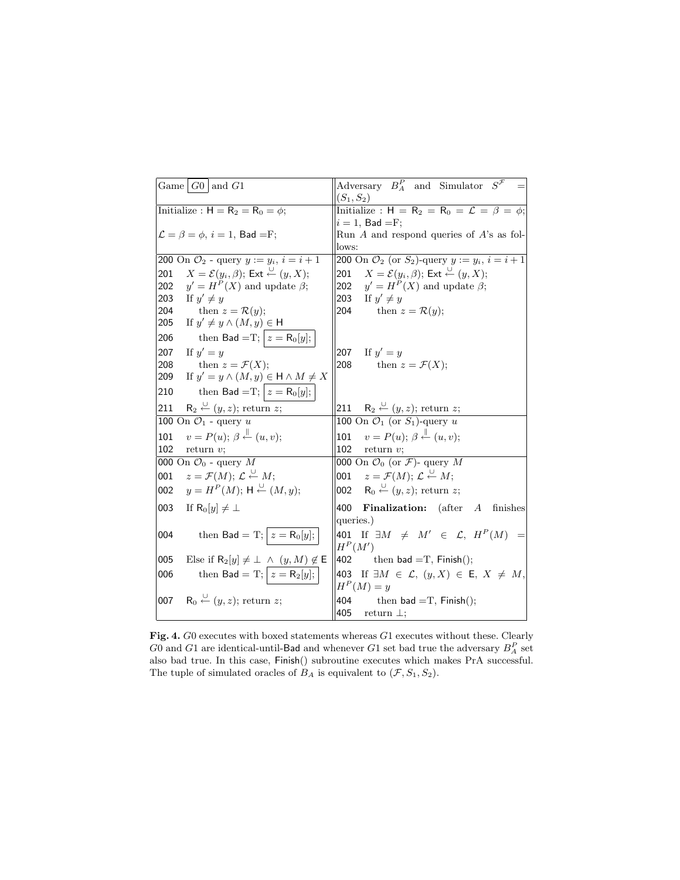| Game $\boxed{G0}$ and $G1$ | Adversary $B_A^P$ and Simulator $S^{\mathcal{F}} = (S_1, S_2)$ |
|---|---|
| Initialize : $\mathsf{H} = \mathsf{R}_2 = \mathsf{R}_0 = \phi$; $\mathcal{L} = \beta = \phi$, $i = 1$, $\mathsf{Bad}$ =F; | Initialize : $\mathsf{H} = \mathsf{R}_2 = \mathsf{R}_0 = \mathcal{L} = \beta = \phi$; $i = 1$, $\mathsf{Bad}$ =F; Run $A$ and respond queries of $A$'s as follows: |
| 200 On $\mathcal{O}_2$ - query $y := y_i$, $i = i + 1$ | 200 On $\mathcal{O}_2$ (or $S_2$)-query $y := y_i$, $i = i + 1$ |
| 201 $X = \mathcal{E}(y_i, \beta)$; $\mathsf{Ext} \overset{\cup}{\leftarrow} (y, X)$; | 201 $X = \mathcal{E}(y_i, \beta)$; $\mathsf{Ext} \overset{\cup}{\leftarrow} (y, X)$; |
| 202 $y' = H^P(X)$ and update $\beta$; | 202 $y' = H^P(X)$ and update $\beta$; |
| 203 If $y' \neq y$ | 203 If $y' \neq y$ |
| 204 then $z = \mathcal{R}(y)$; | 204 then $z = \mathcal{R}(y)$; |
| 205 If $y' \neq y \wedge (M, y) \in \mathsf{H}$ | |
| 206 then $\mathsf{Bad}$ =T; $\boxed{z = \mathsf{R}_0[y];}$ | |
| 207 If $y' = y$ | 207 If $y' = y$ |
| 208 then $z = \mathcal{F}(X)$; | 208 then $z = \mathcal{F}(X)$; |
| 209 If $y' = y \wedge (M, y) \in \mathsf{H} \wedge M \neq X$ | |
| 210 then $\mathsf{Bad}$ =T; $\boxed{z = \mathsf{R}_0[y];}$ | |
| 211 $\mathsf{R}_2 \overset{\cup}{\leftarrow} (y, z)$; return $z$; | 211 $\mathsf{R}_2 \overset{\cup}{\leftarrow} (y, z)$; return $z$; |
| 100 On $\mathcal{O}_1$ - query $u$ | 100 On $\mathcal{O}_1$ (or $S_1$)-query $u$ |
| 101 $v = P(u)$; $\beta \overset{\parallel}{\leftarrow} (u, v)$; | 101 $v = P(u)$; $\beta \overset{\parallel}{\leftarrow} (u, v)$; |
| 102 return $v$; | 102 return $v$; |
| 000 On $\mathcal{O}_0$ - query $M$ | 000 On $\mathcal{O}_0$ (or $\mathcal{F}$)- query $M$ |
| 001 $z = \mathcal{F}(M)$; $\mathcal{L} \overset{\cup}{\leftarrow} M$; | 001 $z = \mathcal{F}(M)$; $\mathcal{L} \overset{\cup}{\leftarrow} M$; |
| 002 $y = H^P(M)$; $\mathsf{H} \overset{\cup}{\leftarrow} (M, y)$; | 002 $\mathsf{R}_0 \overset{\cup}{\leftarrow} (y, z)$; return $z$; |
| 003 If $\mathsf{R}_0[y] \neq \perp$ | 400 **Finalization:** (after $A$ finishes queries.) |
| 004 then $\mathsf{Bad}$ = T; $\boxed{z = \mathsf{R}_0[y];}$ | 401 If $\exists M \neq M' \in \mathcal{L}$, $H^P(M) = H^P(M')$ |
| 005 Else if $\mathsf{R}_2[y] \neq \perp \wedge (y, M) \notin \mathsf{E}$ | 402 then $\mathsf{bad}$ =T, $\mathsf{Finish}()$; |
| 006 then $\mathsf{Bad}$ = T; $\boxed{z = \mathsf{R}_2[y];}$ | 403 If $\exists M \in \mathcal{L}$, $(y, X) \in \mathsf{E}$, $X \neq M$, $H^P(M) = y$ |
| 007 $\mathsf{R}_0 \overset{\cup}{\leftarrow} (y, z)$; return $z$; | 404 then $\mathsf{bad}$ =T, $\mathsf{Finish}()$; |
| | 405 return $\perp$; |

**Fig. 4.** $G0$ executes with boxed statements whereas $G1$ executes without these. Clearly $G0$ and $G1$ are identical-until-$\mathsf{Bad}$ and whenever $G1$ set bad true the adversary $B_A^P$ set also bad true. In this case, $\mathsf{Finish}()$ subroutine executes which makes PrA successful. The tuple of simulated oracles of $B_A$ is equivalent to $(\mathcal{F}, S_1, S_2)$.